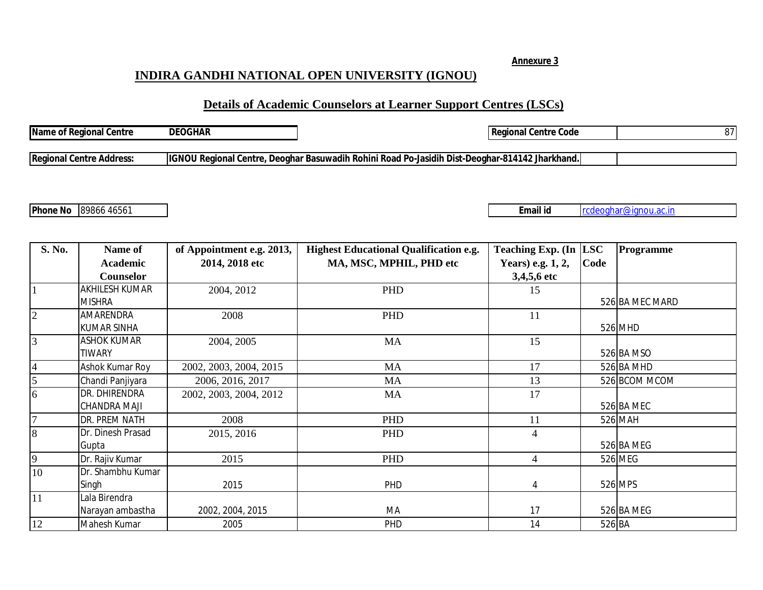**Annexure 3**

# INDIRA GANDHI NATIONAL OPEN UNIVERSITY (IGNOU)

## Details of Academic Counselors at Learner Support Centres (LSCs)

| | | | |
|---|---|---|---|
| **Name of Regional Centre** | **DEOGHAR** | **Regional Centre Code** | 87 |
| **Regional Centre Address:** | **IGNOU Regional Centre, Deoghar Basuwadih Rohini Road Po-Jasidih Dist-Deoghar-814142 Jharkhand.** | | |
| **Phone No** | 89866 46561 | **Email id** | rcdeoghar@ignou.ac.in |

| S. No. | Name of Academic Counselor | of Appointment e.g. 2013, 2014, 2018 etc | Highest Educational Qualification e.g. MA, MSC, MPHIL, PHD etc | Teaching Exp. (In Years) e.g. 1, 2, 3,4,5,6 etc | LSC Code | Programme |
|---|---|---|---|---|---|---|
| 1 | AKHILESH KUMAR MISHRA | 2004, 2012 | PHD | 15 | 526 | BA MEC MARD |
| 2 | AMARENDRA KUMAR SINHA | 2008 | PHD | 11 | 526 | MHD |
| 3 | ASHOK KUMAR TIWARY | 2004, 2005 | MA | 15 | 526 | BA MSO |
| 4 | Ashok Kumar Roy | 2002, 2003, 2004, 2015 | MA | 17 | 526 | BA MHD |
| 5 | Chandi Panjiyara | 2006, 2016, 2017 | MA | 13 | 526 | BCOM MCOM |
| 6 | DR. DHIRENDRA CHANDRA MAJI | 2002, 2003, 2004, 2012 | MA | 17 | 526 | BA MEC |
| 7 | DR. PREM NATH | 2008 | PHD | 11 | 526 | MAH |
| 8 | Dr. Dinesh Prasad Gupta | 2015, 2016 | PHD | 4 | 526 | BA MEG |
| 9 | Dr. Rajiv Kumar | 2015 | PHD | 4 | 526 | MEG |
| 10 | Dr. Shambhu Kumar Singh | 2015 | PHD | 4 | 526 | MPS |
| 11 | Lala Birendra Narayan ambastha | 2002, 2004, 2015 | MA | 17 | 526 | BA MEG |
| 12 | Mahesh Kumar | 2005 | PHD | 14 | 526 | BA |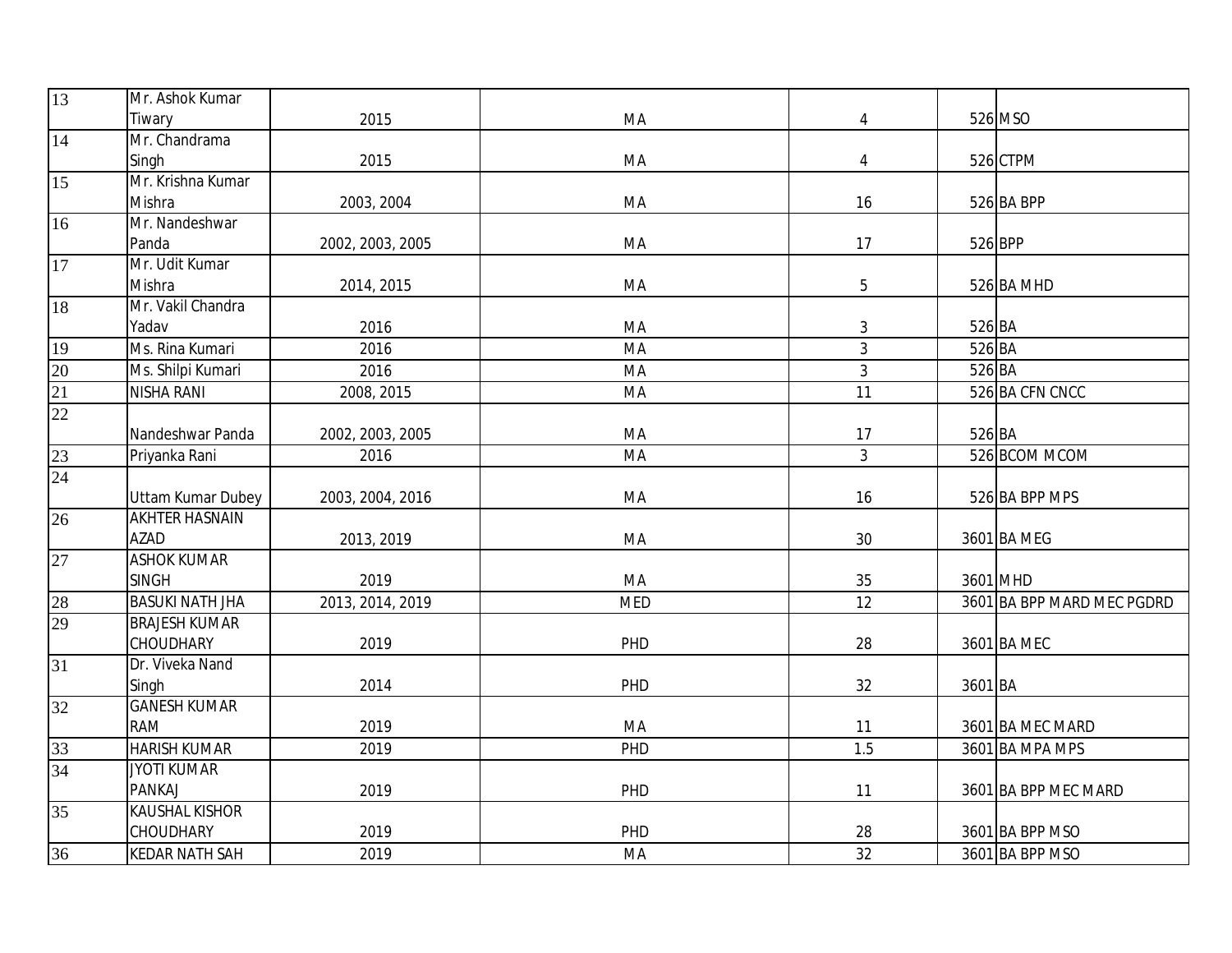| | | | | | | |
|---|---|---|---|---|---|---|
| 13 | Mr. Ashok Kumar Tiwary | 2015 | MA | 4 | 526 | MSO |
| 14 | Mr. Chandrama Singh | 2015 | MA | 4 | 526 | CTPM |
| 15 | Mr. Krishna Kumar Mishra | 2003, 2004 | MA | 16 | 526 | BA BPP |
| 16 | Mr. Nandeshwar Panda | 2002, 2003, 2005 | MA | 17 | 526 | BPP |
| 17 | Mr. Udit Kumar Mishra | 2014, 2015 | MA | 5 | 526 | BA MHD |
| 18 | Mr. Vakil Chandra Yadav | 2016 | MA | 3 | 526 | BA |
| 19 | Ms. Rina Kumari | 2016 | MA | 3 | 526 | BA |
| 20 | Ms. Shilpi Kumari | 2016 | MA | 3 | 526 | BA |
| 21 | NISHA RANI | 2008, 2015 | MA | 11 | 526 | BA CFN CNCC |
| 22 | Nandeshwar Panda | 2002, 2003, 2005 | MA | 17 | 526 | BA |
| 23 | Priyanka Rani | 2016 | MA | 3 | 526 | BCOM MCOM |
| 24 | Uttam Kumar Dubey | 2003, 2004, 2016 | MA | 16 | 526 | BA BPP MPS |
| 26 | AKHTER HASNAIN AZAD | 2013, 2019 | MA | 30 | 3601 | BA MEG |
| 27 | ASHOK KUMAR SINGH | 2019 | MA | 35 | 3601 | MHD |
| 28 | BASUKI NATH JHA | 2013, 2014, 2019 | MED | 12 | 3601 | BA BPP MARD MEC PGDRD |
| 29 | BRAJESH KUMAR CHOUDHARY | 2019 | PHD | 28 | 3601 | BA MEC |
| 31 | Dr. Viveka Nand Singh | 2014 | PHD | 32 | 3601 | BA |
| 32 | GANESH KUMAR RAM | 2019 | MA | 11 | 3601 | BA MEC MARD |
| 33 | HARISH KUMAR | 2019 | PHD | 1.5 | 3601 | BA MPA MPS |
| 34 | JYOTI KUMAR PANKAJ | 2019 | PHD | 11 | 3601 | BA BPP MEC MARD |
| 35 | KAUSHAL KISHOR CHOUDHARY | 2019 | PHD | 28 | 3601 | BA BPP MSO |
| 36 | KEDAR NATH SAH | 2019 | MA | 32 | 3601 | BA BPP MSO |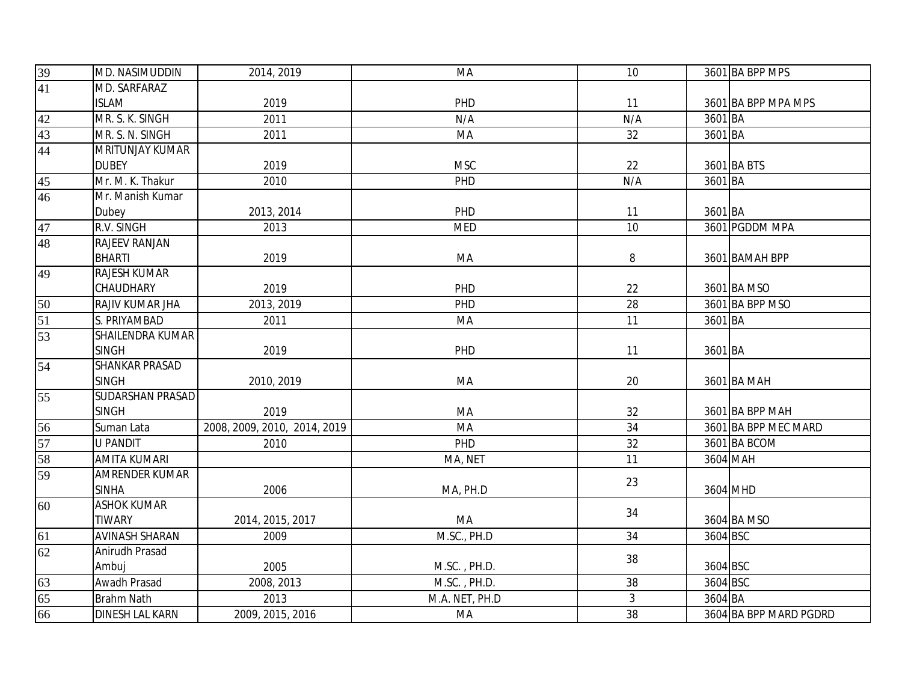| 39 | MD. NASIMUDDIN | 2014, 2019 | MA | 10 | 3601 | BA BPP MPS |
|---|---|---|---|---|---|---|
| 41 | MD. SARFARAZ ISLAM | 2019 | PHD | 11 | 3601 | BA BPP MPA MPS |
| 42 | MR. S. K. SINGH | 2011 | N/A | N/A | 3601 | BA |
| 43 | MR. S. N. SINGH | 2011 | MA | 32 | 3601 | BA |
| 44 | MRITUNJAY KUMAR DUBEY | 2019 | MSC | 22 | 3601 | BA BTS |
| 45 | Mr. M. K. Thakur | 2010 | PHD | N/A | 3601 | BA |
| 46 | Mr. Manish Kumar Dubey | 2013, 2014 | PHD | 11 | 3601 | BA |
| 47 | R.V. SINGH | 2013 | MED | 10 | 3601 | PGDDM MPA |
| 48 | RAJEEV RANJAN BHARTI | 2019 | MA | 8 | 3601 | BAMAH BPP |
| 49 | RAJESH KUMAR CHAUDHARY | 2019 | PHD | 22 | 3601 | BA MSO |
| 50 | RAJIV KUMAR JHA | 2013, 2019 | PHD | 28 | 3601 | BA BPP MSO |
| 51 | S. PRIYAMBAD | 2011 | MA | 11 | 3601 | BA |
| 53 | SHAILENDRA KUMAR SINGH | 2019 | PHD | 11 | 3601 | BA |
| 54 | SHANKAR PRASAD SINGH | 2010, 2019 | MA | 20 | 3601 | BA MAH |
| 55 | SUDARSHAN PRASAD SINGH | 2019 | MA | 32 | 3601 | BA BPP MAH |
| 56 | Suman Lata | 2008, 2009, 2010, 2014, 2019 | MA | 34 | 3601 | BA BPP MEC MARD |
| 57 | U PANDIT | 2010 | PHD | 32 | 3601 | BA BCOM |
| 58 | AMITA KUMARI | | MA, NET | 11 | 3604 | MAH |
| 59 | AMRENDER KUMAR SINHA | 2006 | MA, PH.D | 23 | 3604 | MHD |
| 60 | ASHOK KUMAR TIWARY | 2014, 2015, 2017 | MA | 34 | 3604 | BA MSO |
| 61 | AVINASH SHARAN | 2009 | M.SC., PH.D | 34 | 3604 | BSC |
| 62 | Anirudh Prasad Ambuj | 2005 | M.SC. , PH.D. | 38 | 3604 | BSC |
| 63 | Awadh Prasad | 2008, 2013 | M.SC. , PH.D. | 38 | 3604 | BSC |
| 65 | Brahm Nath | 2013 | M.A. NET, PH.D | 3 | 3604 | BA |
| 66 | DINESH LAL KARN | 2009, 2015, 2016 | MA | 38 | 3604 | BA BPP MARD PGDRD |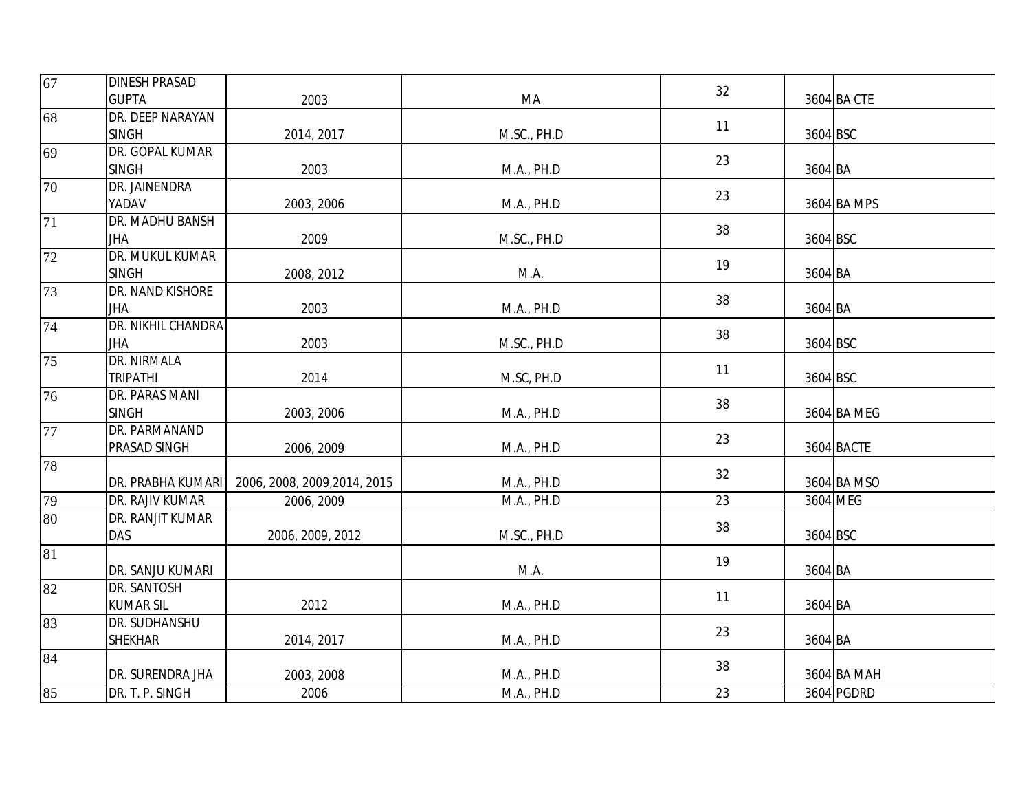| 67 | DINESH PRASAD GUPTA | 2003 | MA | 32 | 3604 | BA CTE |
|---|---|---|---|---|---|---|
| 68 | DR. DEEP NARAYAN SINGH | 2014, 2017 | M.SC., PH.D | 11 | 3604 | BSC |
| 69 | DR. GOPAL KUMAR SINGH | 2003 | M.A., PH.D | 23 | 3604 | BA |
| 70 | DR. JAINENDRA YADAV | 2003, 2006 | M.A., PH.D | 23 | 3604 | BA MPS |
| 71 | DR. MADHU BANSH JHA | 2009 | M.SC., PH.D | 38 | 3604 | BSC |
| 72 | DR. MUKUL KUMAR SINGH | 2008, 2012 | M.A. | 19 | 3604 | BA |
| 73 | DR. NAND KISHORE JHA | 2003 | M.A., PH.D | 38 | 3604 | BA |
| 74 | DR. NIKHIL CHANDRA JHA | 2003 | M.SC., PH.D | 38 | 3604 | BSC |
| 75 | DR. NIRMALA TRIPATHI | 2014 | M.SC, PH.D | 11 | 3604 | BSC |
| 76 | DR. PARAS MANI SINGH | 2003, 2006 | M.A., PH.D | 38 | 3604 | BA MEG |
| 77 | DR. PARMANAND PRASAD SINGH | 2006, 2009 | M.A., PH.D | 23 | 3604 | BACTE |
| 78 | DR. PRABHA KUMARI | 2006, 2008, 2009,2014, 2015 | M.A., PH.D | 32 | 3604 | BA MSO |
| 79 | DR. RAJIV KUMAR | 2006, 2009 | M.A., PH.D | 23 | 3604 | MEG |
| 80 | DR. RANJIT KUMAR DAS | 2006, 2009, 2012 | M.SC., PH.D | 38 | 3604 | BSC |
| 81 | DR. SANJU KUMARI | | M.A. | 19 | 3604 | BA |
| 82 | DR. SANTOSH KUMAR SIL | 2012 | M.A., PH.D | 11 | 3604 | BA |
| 83 | DR. SUDHANSHU SHEKHAR | 2014, 2017 | M.A., PH.D | 23 | 3604 | BA |
| 84 | DR. SURENDRA JHA | 2003, 2008 | M.A., PH.D | 38 | 3604 | BA MAH |
| 85 | DR. T. P. SINGH | 2006 | M.A., PH.D | 23 | 3604 | PGDRD |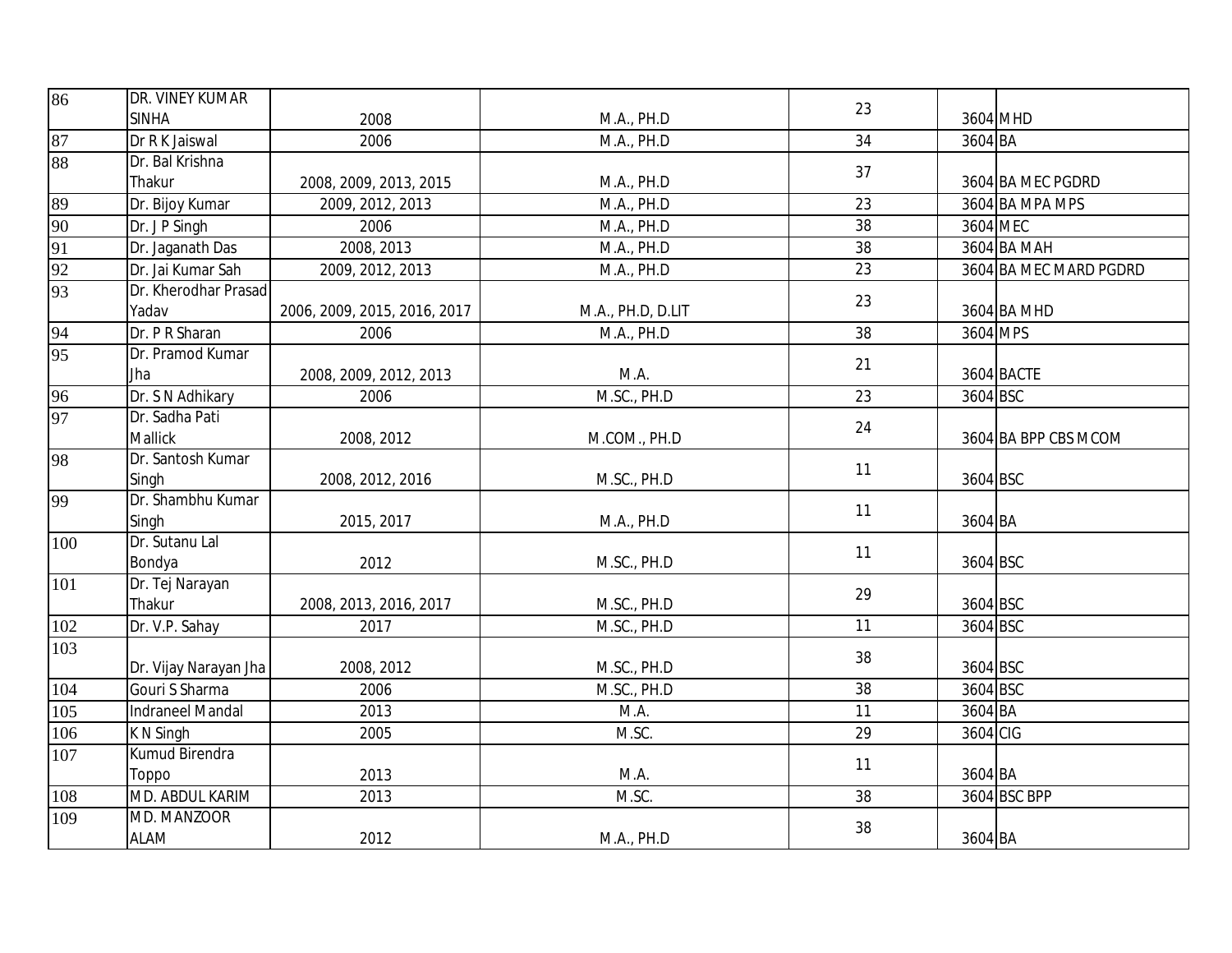| | | | | | | |
|---|---|---|---|---|---|---|
| 86 | DR. VINEY KUMAR SINHA | 2008 | M.A., PH.D | 23 | 3604 | MHD |
| 87 | Dr R K Jaiswal | 2006 | M.A., PH.D | 34 | 3604 | BA |
| 88 | Dr. Bal Krishna Thakur | 2008, 2009, 2013, 2015 | M.A., PH.D | 37 | 3604 | BA MEC PGDRD |
| 89 | Dr. Bijoy Kumar | 2009, 2012, 2013 | M.A., PH.D | 23 | 3604 | BA MPA MPS |
| 90 | Dr. J P Singh | 2006 | M.A., PH.D | 38 | 3604 | MEC |
| 91 | Dr. Jaganath Das | 2008, 2013 | M.A., PH.D | 38 | 3604 | BA MAH |
| 92 | Dr. Jai Kumar Sah | 2009, 2012, 2013 | M.A., PH.D | 23 | 3604 | BA MEC MARD PGDRD |
| 93 | Dr. Kherodhar Prasad Yadav | 2006, 2009, 2015, 2016, 2017 | M.A., PH.D, D.LIT | 23 | 3604 | BA MHD |
| 94 | Dr. P R Sharan | 2006 | M.A., PH.D | 38 | 3604 | MPS |
| 95 | Dr. Pramod Kumar Jha | 2008, 2009, 2012, 2013 | M.A. | 21 | 3604 | BACTE |
| 96 | Dr. S N Adhikary | 2006 | M.SC., PH.D | 23 | 3604 | BSC |
| 97 | Dr. Sadha Pati Mallick | 2008, 2012 | M.COM., PH.D | 24 | 3604 | BA BPP CBS MCOM |
| 98 | Dr. Santosh Kumar Singh | 2008, 2012, 2016 | M.SC., PH.D | 11 | 3604 | BSC |
| 99 | Dr. Shambhu Kumar Singh | 2015, 2017 | M.A., PH.D | 11 | 3604 | BA |
| 100 | Dr. Sutanu Lal Bondya | 2012 | M.SC., PH.D | 11 | 3604 | BSC |
| 101 | Dr. Tej Narayan Thakur | 2008, 2013, 2016, 2017 | M.SC., PH.D | 29 | 3604 | BSC |
| 102 | Dr. V.P. Sahay | 2017 | M.SC., PH.D | 11 | 3604 | BSC |
| 103 | Dr. Vijay Narayan Jha | 2008, 2012 | M.SC., PH.D | 38 | 3604 | BSC |
| 104 | Gouri S Sharma | 2006 | M.SC., PH.D | 38 | 3604 | BSC |
| 105 | Indraneel Mandal | 2013 | M.A. | 11 | 3604 | BA |
| 106 | K N Singh | 2005 | M.SC. | 29 | 3604 | CIG |
| 107 | Kumud Birendra Toppo | 2013 | M.A. | 11 | 3604 | BA |
| 108 | MD. ABDUL KARIM | 2013 | M.SC. | 38 | 3604 | BSC BPP |
| 109 | MD. MANZOOR ALAM | 2012 | M.A., PH.D | 38 | 3604 | BA |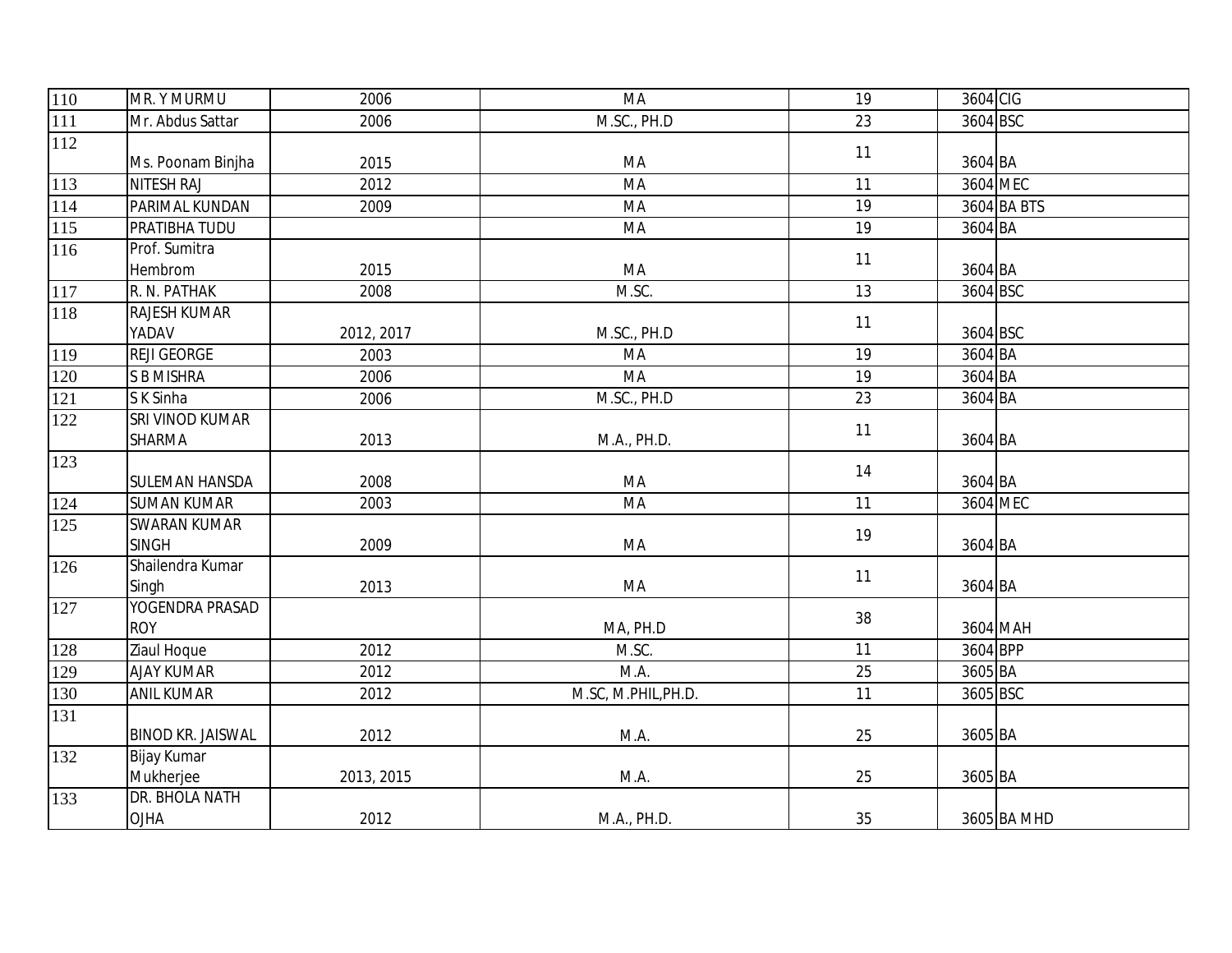| | | | | | | |
|---|---|---|---|---|---|---|
| 110 | MR. Y MURMU | 2006 | MA | 19 | 3604 | CIG |
| 111 | Mr. Abdus Sattar | 2006 | M.SC., PH.D | 23 | 3604 | BSC |
| 112 | Ms. Poonam Binjha | 2015 | MA | 11 | 3604 | BA |
| 113 | NITESH RAJ | 2012 | MA | 11 | 3604 | MEC |
| 114 | PARIMAL KUNDAN | 2009 | MA | 19 | 3604 | BA BTS |
| 115 | PRATIBHA TUDU | | MA | 19 | 3604 | BA |
| 116 | Prof. Sumitra Hembrom | 2015 | MA | 11 | 3604 | BA |
| 117 | R. N. PATHAK | 2008 | M.SC. | 13 | 3604 | BSC |
| 118 | RAJESH KUMAR YADAV | 2012, 2017 | M.SC., PH.D | 11 | 3604 | BSC |
| 119 | REJI GEORGE | 2003 | MA | 19 | 3604 | BA |
| 120 | S B MISHRA | 2006 | MA | 19 | 3604 | BA |
| 121 | S K Sinha | 2006 | M.SC., PH.D | 23 | 3604 | BA |
| 122 | SRI VINOD KUMAR SHARMA | 2013 | M.A., PH.D. | 11 | 3604 | BA |
| 123 | SULEMAN HANSDA | 2008 | MA | 14 | 3604 | BA |
| 124 | SUMAN KUMAR | 2003 | MA | 11 | 3604 | MEC |
| 125 | SWARAN KUMAR SINGH | 2009 | MA | 19 | 3604 | BA |
| 126 | Shailendra Kumar Singh | 2013 | MA | 11 | 3604 | BA |
| 127 | YOGENDRA PRASAD ROY | | MA, PH.D | 38 | 3604 | MAH |
| 128 | Ziaul Hoque | 2012 | M.SC. | 11 | 3604 | BPP |
| 129 | AJAY KUMAR | 2012 | M.A. | 25 | 3605 | BA |
| 130 | ANIL KUMAR | 2012 | M.SC, M.PHIL,PH.D. | 11 | 3605 | BSC |
| 131 | BINOD KR. JAISWAL | 2012 | M.A. | 25 | 3605 | BA |
| 132 | Bijay Kumar Mukherjee | 2013, 2015 | M.A. | 25 | 3605 | BA |
| 133 | DR. BHOLA NATH OJHA | 2012 | M.A., PH.D. | 35 | 3605 | BA MHD |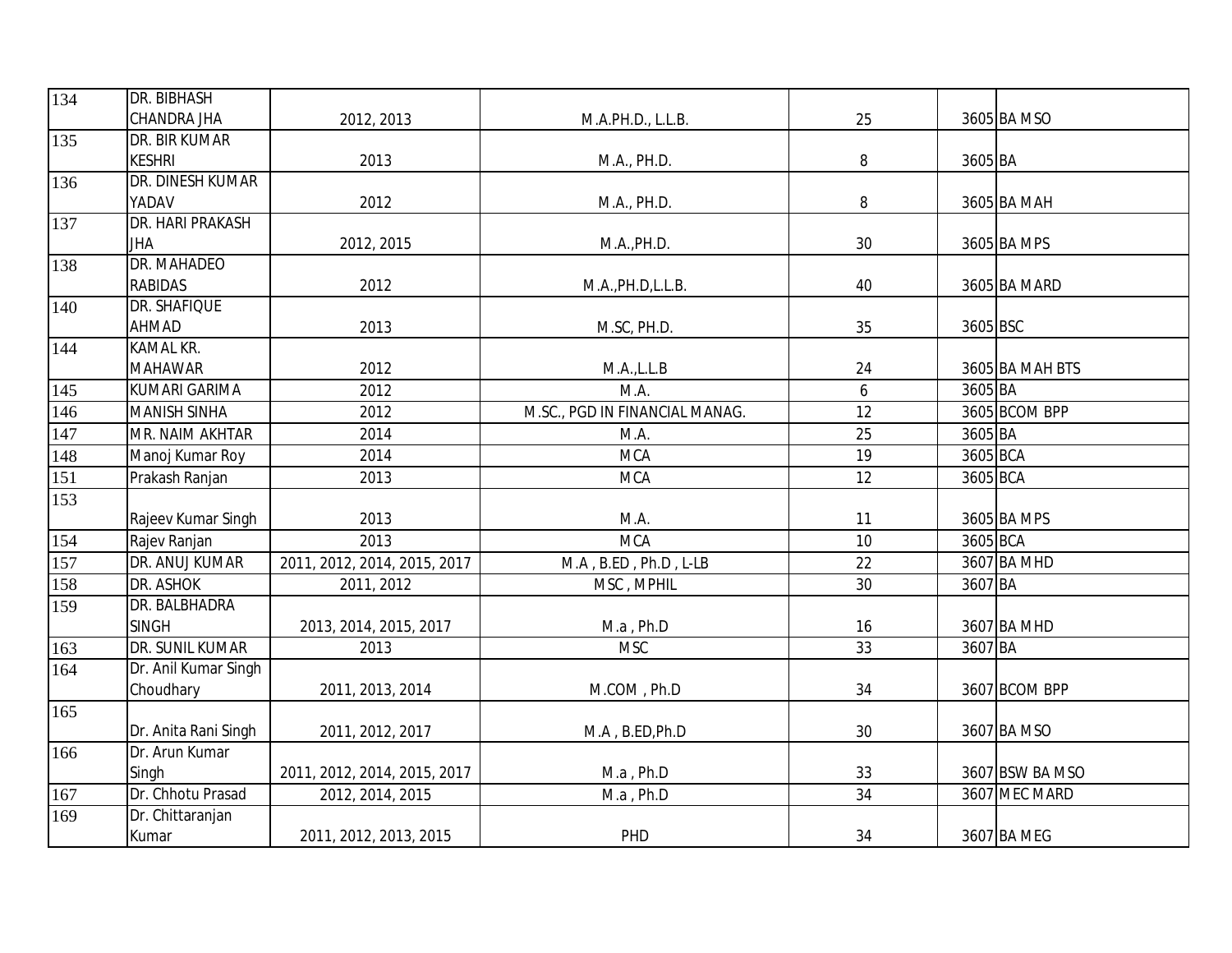| 134 | DR. BIBHASH CHANDRA JHA | 2012, 2013 | M.A.PH.D., L.L.B. | 25 | 3605 | BA MSO |
|---|---|---|---|---|---|---|
| 135 | DR. BIR KUMAR KESHRI | 2013 | M.A., PH.D. | 8 | 3605 | BA |
| 136 | DR. DINESH KUMAR YADAV | 2012 | M.A., PH.D. | 8 | 3605 | BA MAH |
| 137 | DR. HARI PRAKASH JHA | 2012, 2015 | M.A.,PH.D. | 30 | 3605 | BA MPS |
| 138 | DR. MAHADEO RABIDAS | 2012 | M.A.,PH.D,L.L.B. | 40 | 3605 | BA MARD |
| 140 | DR. SHAFIQUE AHMAD | 2013 | M.SC, PH.D. | 35 | 3605 | BSC |
| 144 | KAMAL KR. MAHAWAR | 2012 | M.A.,L.L.B | 24 | 3605 | BA MAH BTS |
| 145 | KUMARI GARIMA | 2012 | M.A. | 6 | 3605 | BA |
| 146 | MANISH SINHA | 2012 | M.SC., PGD IN FINANCIAL MANAG. | 12 | 3605 | BCOM BPP |
| 147 | MR. NAIM AKHTAR | 2014 | M.A. | 25 | 3605 | BA |
| 148 | Manoj Kumar Roy | 2014 | MCA | 19 | 3605 | BCA |
| 151 | Prakash Ranjan | 2013 | MCA | 12 | 3605 | BCA |
| 153 | Rajeev Kumar Singh | 2013 | M.A. | 11 | 3605 | BA MPS |
| 154 | Rajev Ranjan | 2013 | MCA | 10 | 3605 | BCA |
| 157 | DR. ANUJ KUMAR | 2011, 2012, 2014, 2015, 2017 | M.A , B.ED , Ph.D , L-LB | 22 | 3607 | BA MHD |
| 158 | DR. ASHOK | 2011, 2012 | MSC , MPHIL | 30 | 3607 | BA |
| 159 | DR. BALBHADRA SINGH | 2013, 2014, 2015, 2017 | M.a , Ph.D | 16 | 3607 | BA MHD |
| 163 | DR. SUNIL KUMAR | 2013 | MSC | 33 | 3607 | BA |
| 164 | Dr. Anil Kumar Singh Choudhary | 2011, 2013, 2014 | M.COM , Ph.D | 34 | 3607 | BCOM BPP |
| 165 | Dr. Anita Rani Singh | 2011, 2012, 2017 | M.A , B.ED,Ph.D | 30 | 3607 | BA MSO |
| 166 | Dr. Arun Kumar Singh | 2011, 2012, 2014, 2015, 2017 | M.a , Ph.D | 33 | 3607 | BSW BA MSO |
| 167 | Dr. Chhotu Prasad | 2012, 2014, 2015 | M.a , Ph.D | 34 | 3607 | MEC MARD |
| 169 | Dr. Chittaranjan Kumar | 2011, 2012, 2013, 2015 | PHD | 34 | 3607 | BA MEG |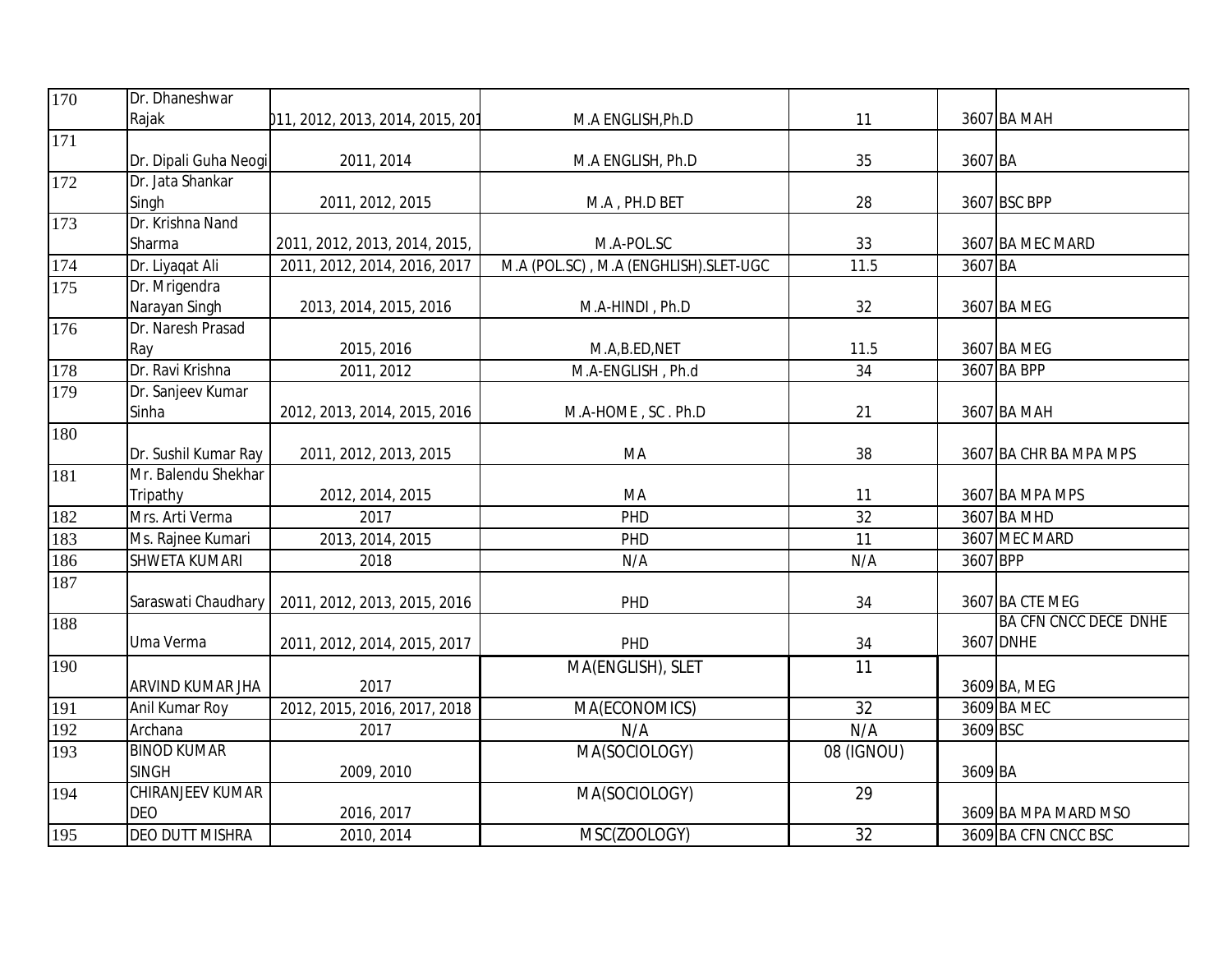| 170 | Dr. Dhaneshwar Rajak | 011, 2012, 2013, 2014, 2015, 201 | M.A ENGLISH,Ph.D | 11 | 3607 | BA MAH |
|---|---|---|---|---|---|---|
| 171 | Dr. Dipali Guha Neogi | 2011, 2014 | M.A ENGLISH, Ph.D | 35 | 3607 | BA |
| 172 | Dr. Jata Shankar Singh | 2011, 2012, 2015 | M.A , PH.D BET | 28 | 3607 | BSC BPP |
| 173 | Dr. Krishna Nand Sharma | 2011, 2012, 2013, 2014, 2015, | M.A-POL.SC | 33 | 3607 | BA MEC MARD |
| 174 | Dr. Liyaqat Ali | 2011, 2012, 2014, 2016, 2017 | M.A (POL.SC) , M.A (ENGHLISH).SLET-UGC | 11.5 | 3607 | BA |
| 175 | Dr. Mrigendra Narayan Singh | 2013, 2014, 2015, 2016 | M.A-HINDI , Ph.D | 32 | 3607 | BA MEG |
| 176 | Dr. Naresh Prasad Ray | 2015, 2016 | M.A,B.ED,NET | 11.5 | 3607 | BA MEG |
| 178 | Dr. Ravi Krishna | 2011, 2012 | M.A-ENGLISH , Ph.d | 34 | 3607 | BA BPP |
| 179 | Dr. Sanjeev Kumar Sinha | 2012, 2013, 2014, 2015, 2016 | M.A-HOME , SC . Ph.D | 21 | 3607 | BA MAH |
| 180 | Dr. Sushil Kumar Ray | 2011, 2012, 2013, 2015 | MA | 38 | 3607 | BA CHR BA MPA MPS |
| 181 | Mr. Balendu Shekhar Tripathy | 2012, 2014, 2015 | MA | 11 | 3607 | BA MPA MPS |
| 182 | Mrs. Arti Verma | 2017 | PHD | 32 | 3607 | BA MHD |
| 183 | Ms. Rajnee Kumari | 2013, 2014, 2015 | PHD | 11 | 3607 | MEC MARD |
| 186 | SHWETA KUMARI | 2018 | N/A | N/A | 3607 | BPP |
| 187 | Saraswati Chaudhary | 2011, 2012, 2013, 2015, 2016 | PHD | 34 | 3607 | BA CTE MEG |
| 188 | Uma Verma | 2011, 2012, 2014, 2015, 2017 | PHD | 34 | 3607 | BA CFN CNCC DECE DNHE DNHE |
| 190 | ARVIND KUMAR JHA | 2017 | MA(ENGLISH), SLET | 11 | 3609 | BA, MEG |
| 191 | Anil Kumar Roy | 2012, 2015, 2016, 2017, 2018 | MA(ECONOMICS) | 32 | 3609 | BA MEC |
| 192 | Archana | 2017 | N/A | N/A | 3609 | BSC |
| 193 | BINOD KUMAR SINGH | 2009, 2010 | MA(SOCIOLOGY) | 08 (IGNOU) | 3609 | BA |
| 194 | CHIRANJEEV KUMAR DEO | 2016, 2017 | MA(SOCIOLOGY) | 29 | 3609 | BA MPA MARD MSO |
| 195 | DEO DUTT MISHRA | 2010, 2014 | MSC(ZOOLOGY) | 32 | 3609 | BA CFN CNCC BSC |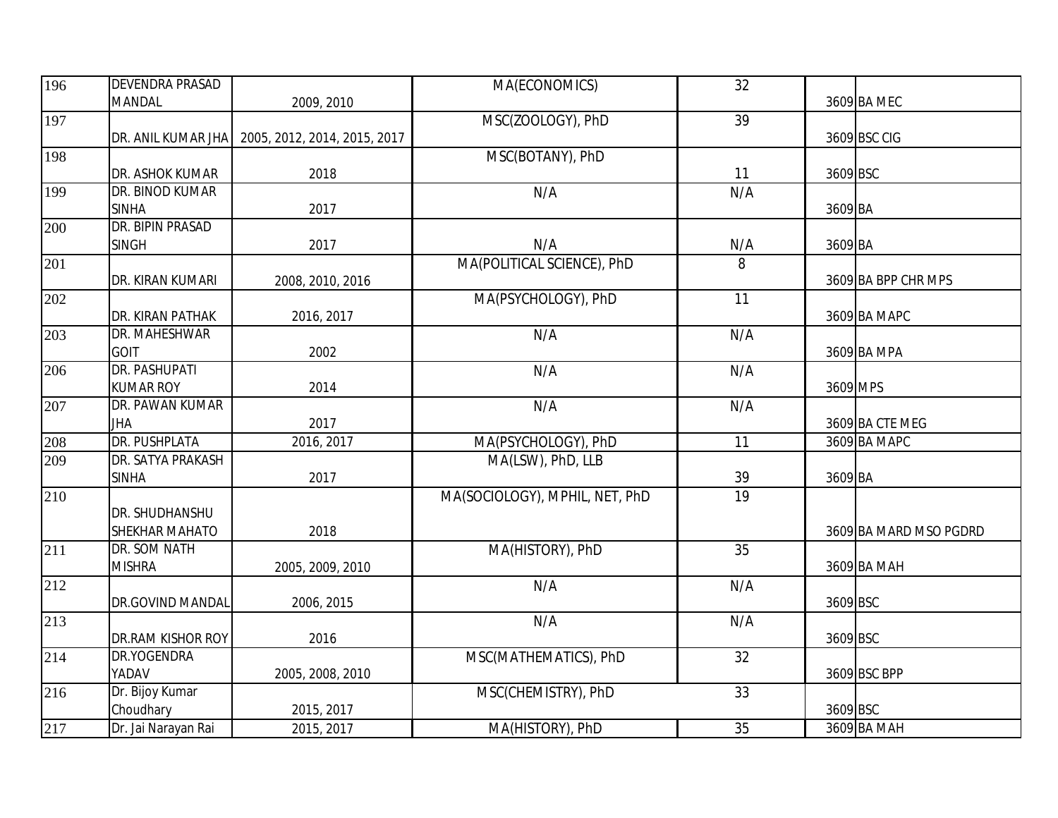| | | | | | | |
|---|---|---|---|---|---|---|
| 196 | DEVENDRA PRASAD MANDAL | 2009, 2010 | MA(ECONOMICS) | 32 | 3609 | BA MEC |
| 197 | DR. ANIL KUMAR JHA | 2005, 2012, 2014, 2015, 2017 | MSC(ZOOLOGY), PhD | 39 | 3609 | BSC CIG |
| 198 | DR. ASHOK KUMAR | 2018 | MSC(BOTANY), PhD | 11 | 3609 | BSC |
| 199 | DR. BINOD KUMAR SINHA | 2017 | N/A | N/A | 3609 | BA |
| 200 | DR. BIPIN PRASAD SINGH | 2017 | N/A | N/A | 3609 | BA |
| 201 | DR. KIRAN KUMARI | 2008, 2010, 2016 | MA(POLITICAL SCIENCE), PhD | 8 | 3609 | BA BPP CHR MPS |
| 202 | DR. KIRAN PATHAK | 2016, 2017 | MA(PSYCHOLOGY), PhD | 11 | 3609 | BA MAPC |
| 203 | DR. MAHESHWAR GOIT | 2002 | N/A | N/A | 3609 | BA MPA |
| 206 | DR. PASHUPATI KUMAR ROY | 2014 | N/A | N/A | 3609 | MPS |
| 207 | DR. PAWAN KUMAR JHA | 2017 | N/A | N/A | 3609 | BA CTE MEG |
| 208 | DR. PUSHPLATA | 2016, 2017 | MA(PSYCHOLOGY), PhD | 11 | 3609 | BA MAPC |
| 209 | DR. SATYA PRAKASH SINHA | 2017 | MA(LSW), PhD, LLB | 39 | 3609 | BA |
| 210 | DR. SHUDHANSHU SHEKHAR MAHATO | 2018 | MA(SOCIOLOGY), MPHIL, NET, PhD | 19 | 3609 | BA MARD MSO PGDRD |
| 211 | DR. SOM NATH MISHRA | 2005, 2009, 2010 | MA(HISTORY), PhD | 35 | 3609 | BA MAH |
| 212 | DR.GOVIND MANDAL | 2006, 2015 | N/A | N/A | 3609 | BSC |
| 213 | DR.RAM KISHOR ROY | 2016 | N/A | N/A | 3609 | BSC |
| 214 | DR.YOGENDRA YADAV | 2005, 2008, 2010 | MSC(MATHEMATICS), PhD | 32 | 3609 | BSC BPP |
| 216 | Dr. Bijoy Kumar Choudhary | 2015, 2017 | MSC(CHEMISTRY), PhD | 33 | 3609 | BSC |
| 217 | Dr. Jai Narayan Rai | 2015, 2017 | MA(HISTORY), PhD | 35 | 3609 | BA MAH |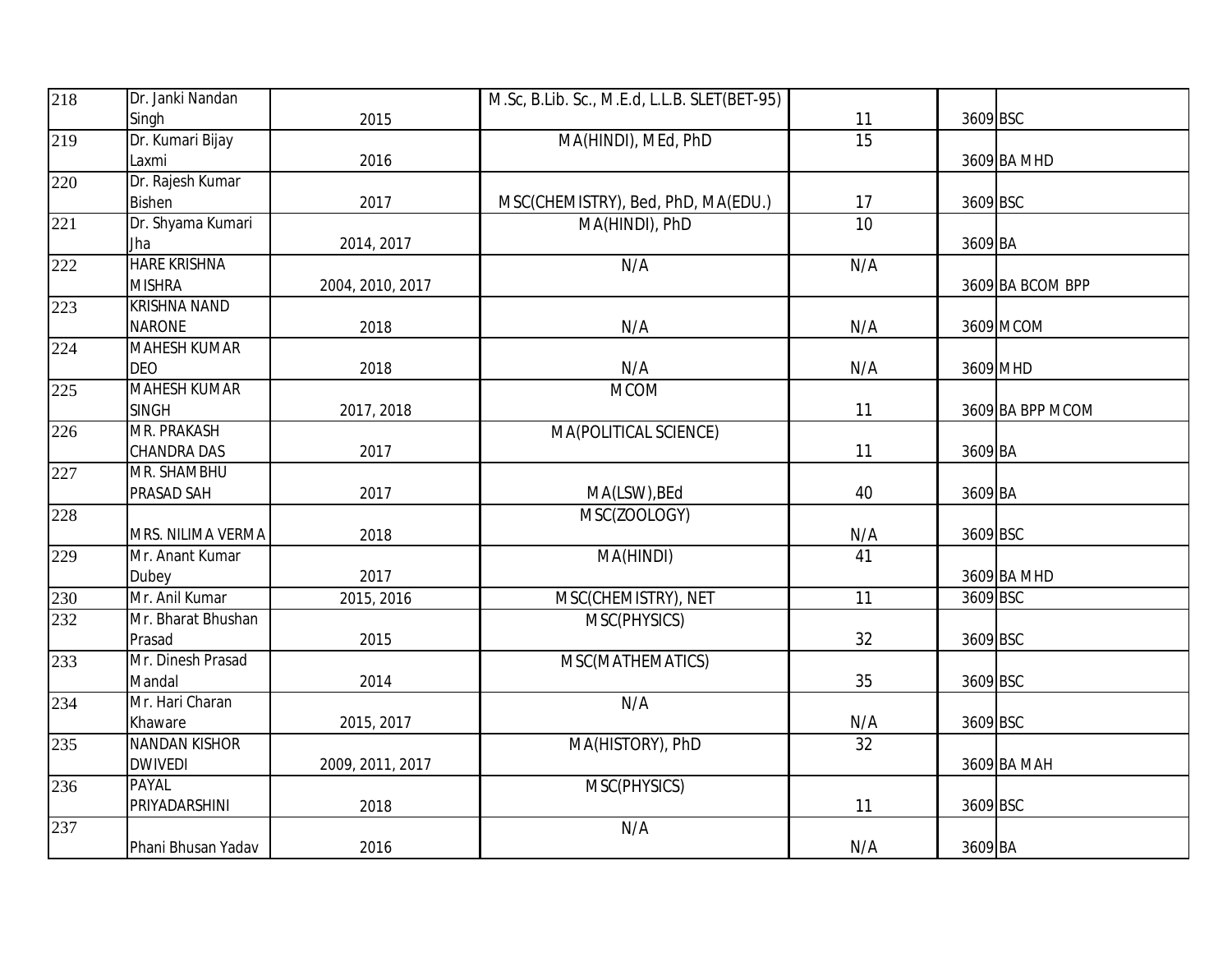| | | | | | | |
|---|---|---|---|---|---|---|
| 218 | Dr. Janki Nandan Singh | 2015 | M.Sc, B.Lib. Sc., M.E.d, L.L.B. SLET(BET-95) | 11 | 3609 | BSC |
| 219 | Dr. Kumari Bijay Laxmi | 2016 | MA(HINDI), MEd, PhD | 15 | 3609 | BA MHD |
| 220 | Dr. Rajesh Kumar Bishen | 2017 | MSC(CHEMISTRY), Bed, PhD, MA(EDU.) | 17 | 3609 | BSC |
| 221 | Dr. Shyama Kumari Jha | 2014, 2017 | MA(HINDI), PhD | 10 | 3609 | BA |
| 222 | HARE KRISHNA MISHRA | 2004, 2010, 2017 | N/A | N/A | 3609 | BA BCOM BPP |
| 223 | KRISHNA NAND NARONE | 2018 | N/A | N/A | 3609 | MCOM |
| 224 | MAHESH KUMAR DEO | 2018 | N/A | N/A | 3609 | MHD |
| 225 | MAHESH KUMAR SINGH | 2017, 2018 | MCOM | 11 | 3609 | BA BPP MCOM |
| 226 | MR. PRAKASH CHANDRA DAS | 2017 | MA(POLITICAL SCIENCE) | 11 | 3609 | BA |
| 227 | MR. SHAMBHU PRASAD SAH | 2017 | MA(LSW),BEd | 40 | 3609 | BA |
| 228 | MRS. NILIMA VERMA | 2018 | MSC(ZOOLOGY) | N/A | 3609 | BSC |
| 229 | Mr. Anant Kumar Dubey | 2017 | MA(HINDI) | 41 | 3609 | BA MHD |
| 230 | Mr. Anil Kumar | 2015, 2016 | MSC(CHEMISTRY), NET | 11 | 3609 | BSC |
| 232 | Mr. Bharat Bhushan Prasad | 2015 | MSC(PHYSICS) | 32 | 3609 | BSC |
| 233 | Mr. Dinesh Prasad Mandal | 2014 | MSC(MATHEMATICS) | 35 | 3609 | BSC |
| 234 | Mr. Hari Charan Khaware | 2015, 2017 | N/A | N/A | 3609 | BSC |
| 235 | NANDAN KISHOR DWIVEDI | 2009, 2011, 2017 | MA(HISTORY), PhD | 32 | 3609 | BA MAH |
| 236 | PAYAL PRIYADARSHINI | 2018 | MSC(PHYSICS) | 11 | 3609 | BSC |
| 237 | Phani Bhusan Yadav | 2016 | N/A | N/A | 3609 | BA |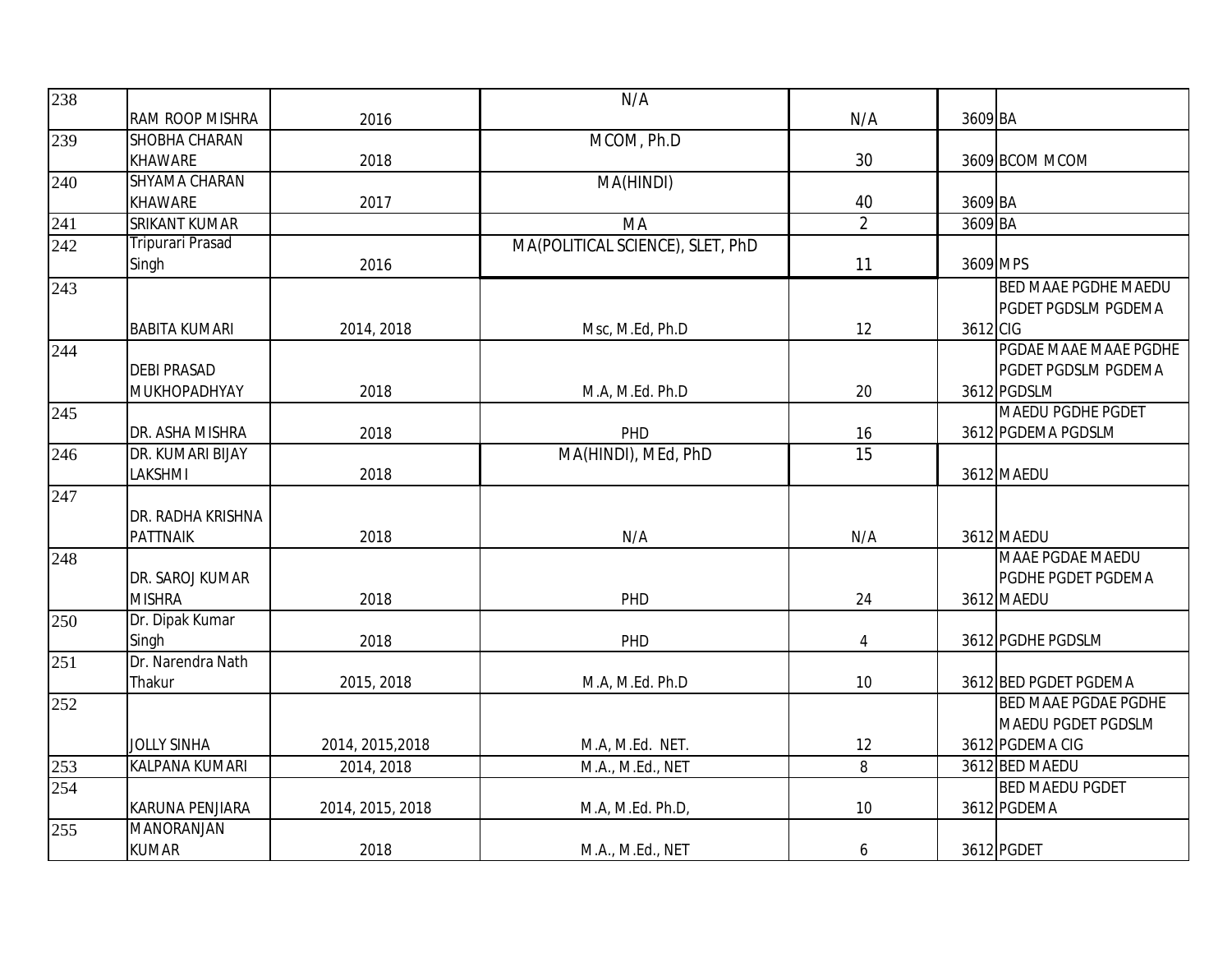| | | | | | | |
|---|---|---|---|---|---|---|
| 238 | RAM ROOP MISHRA | 2016 | N/A | N/A | 3609 | BA |
| 239 | SHOBHA CHARAN KHAWARE | 2018 | MCOM, Ph.D | 30 | 3609 | BCOM MCOM |
| 240 | SHYAMA CHARAN KHAWARE | 2017 | MA(HINDI) | 40 | 3609 | BA |
| 241 | SRIKANT KUMAR | | MA | 2 | 3609 | BA |
| 242 | Tripurari Prasad Singh | 2016 | MA(POLITICAL SCIENCE), SLET, PhD | 11 | 3609 | MPS |
| 243 | BABITA KUMARI | 2014, 2018 | Msc, M.Ed, Ph.D | 12 | 3612 | BED MAAE PGDHE MAEDU PGDET PGDSLM PGDEMA CIG |
| 244 | DEBI PRASAD MUKHOPADHYAY | 2018 | M.A, M.Ed. Ph.D | 20 | 3612 | PGDAE MAAE MAAE PGDHE PGDET PGDSLM PGDEMA PGDSLM |
| 245 | DR. ASHA MISHRA | 2018 | PHD | 16 | 3612 | MAEDU PGDHE PGDET PGDEMA PGDSLM |
| 246 | DR. KUMARI BIJAY LAKSHMI | 2018 | MA(HINDI), MEd, PhD | 15 | 3612 | MAEDU |
| 247 | DR. RADHA KRISHNA PATTNAIK | 2018 | N/A | N/A | 3612 | MAEDU |
| 248 | DR. SAROJ KUMAR MISHRA | 2018 | PHD | 24 | 3612 | MAAE PGDAE MAEDU PGDHE PGDET PGDEMA MAEDU |
| 250 | Dr. Dipak Kumar Singh | 2018 | PHD | 4 | 3612 | PGDHE PGDSLM |
| 251 | Dr. Narendra Nath Thakur | 2015, 2018 | M.A, M.Ed. Ph.D | 10 | 3612 | BED PGDET PGDEMA |
| 252 | JOLLY SINHA | 2014, 2015,2018 | M.A, M.Ed. NET. | 12 | 3612 | BED MAAE PGDAE PGDHE MAEDU PGDET PGDSLM PGDEMA CIG |
| 253 | KALPANA KUMARI | 2014, 2018 | M.A., M.Ed., NET | 8 | 3612 | BED MAEDU |
| 254 | KARUNA PENJIARA | 2014, 2015, 2018 | M.A, M.Ed. Ph.D, | 10 | 3612 | BED MAEDU PGDET PGDEMA |
| 255 | MANORANJAN KUMAR | 2018 | M.A., M.Ed., NET | 6 | 3612 | PGDET |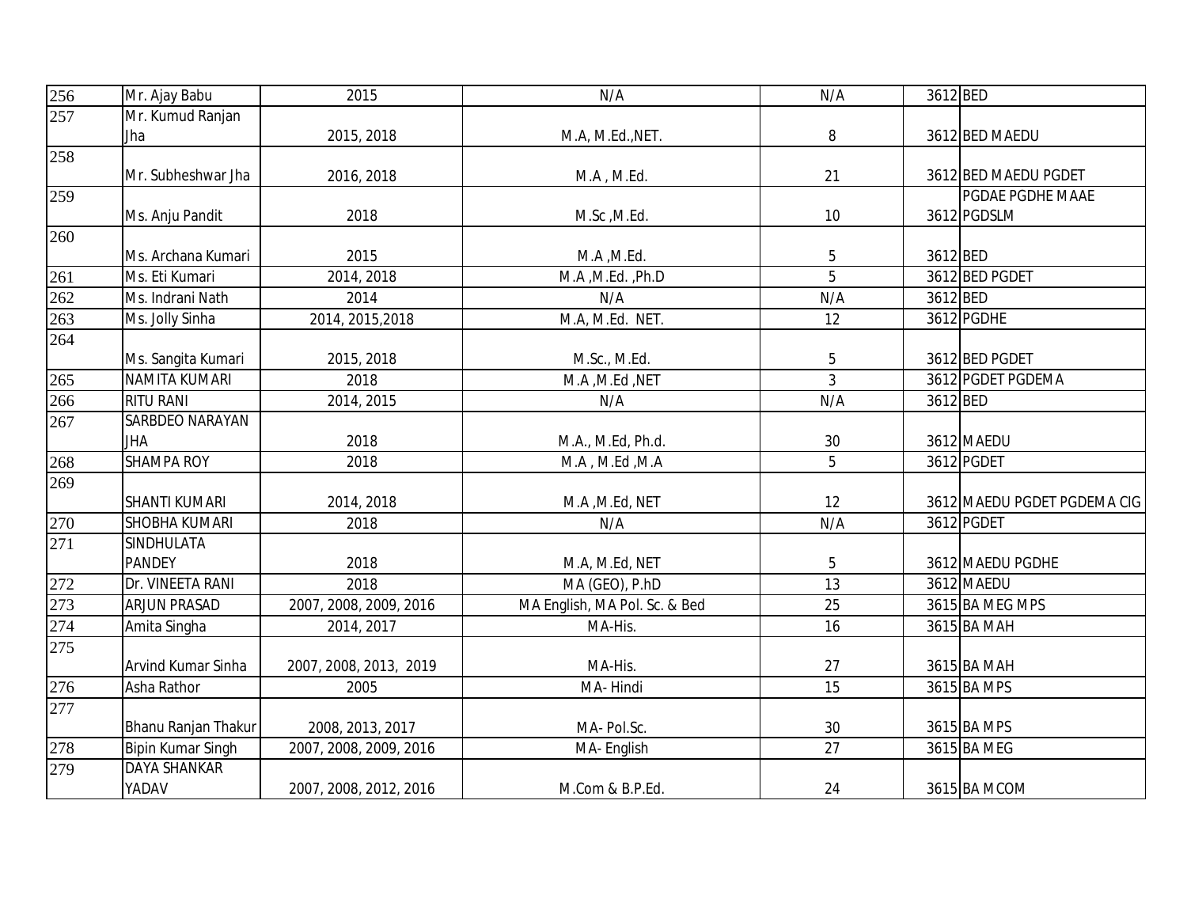| | | | | | | |
|---|---|---|---|---|---|---|
| 256 | Mr. Ajay Babu | 2015 | N/A | N/A | 3612 | BED |
| 257 | Mr. Kumud Ranjan Jha | 2015, 2018 | M.A, M.Ed.,NET. | 8 | 3612 | BED MAEDU |
| 258 | Mr. Subheshwar Jha | 2016, 2018 | M.A , M.Ed. | 21 | 3612 | BED MAEDU PGDET |
| 259 | Ms. Anju Pandit | 2018 | M.Sc ,M.Ed. | 10 | 3612 | PGDAE PGDHE MAAE PGDSLM |
| 260 | Ms. Archana Kumari | 2015 | M.A ,M.Ed. | 5 | 3612 | BED |
| 261 | Ms. Eti Kumari | 2014, 2018 | M.A ,M.Ed. ,Ph.D | 5 | 3612 | BED PGDET |
| 262 | Ms. Indrani Nath | 2014 | N/A | N/A | 3612 | BED |
| 263 | Ms. Jolly Sinha | 2014, 2015,2018 | M.A, M.Ed. NET. | 12 | 3612 | PGDHE |
| 264 | Ms. Sangita Kumari | 2015, 2018 | M.Sc., M.Ed. | 5 | 3612 | BED PGDET |
| 265 | NAMITA KUMARI | 2018 | M.A ,M.Ed ,NET | 3 | 3612 | PGDET PGDEMA |
| 266 | RITU RANI | 2014, 2015 | N/A | N/A | 3612 | BED |
| 267 | SARBDEO NARAYAN JHA | 2018 | M.A., M.Ed, Ph.d. | 30 | 3612 | MAEDU |
| 268 | SHAMPA ROY | 2018 | M.A , M.Ed ,M.A | 5 | 3612 | PGDET |
| 269 | SHANTI KUMARI | 2014, 2018 | M.A ,M.Ed, NET | 12 | 3612 | MAEDU PGDET PGDEMA CIG |
| 270 | SHOBHA KUMARI | 2018 | N/A | N/A | 3612 | PGDET |
| 271 | SINDHULATA PANDEY | 2018 | M.A, M.Ed, NET | 5 | 3612 | MAEDU PGDHE |
| 272 | Dr. VINEETA RANI | 2018 | MA (GEO), P.hD | 13 | 3612 | MAEDU |
| 273 | ARJUN PRASAD | 2007, 2008, 2009, 2016 | MA English, MA Pol. Sc. & Bed | 25 | 3615 | BA MEG MPS |
| 274 | Amita Singha | 2014, 2017 | MA-His. | 16 | 3615 | BA MAH |
| 275 | Arvind Kumar Sinha | 2007, 2008, 2013, 2019 | MA-His. | 27 | 3615 | BA MAH |
| 276 | Asha Rathor | 2005 | MA- Hindi | 15 | 3615 | BA MPS |
| 277 | Bhanu Ranjan Thakur | 2008, 2013, 2017 | MA- Pol.Sc. | 30 | 3615 | BA MPS |
| 278 | Bipin Kumar Singh | 2007, 2008, 2009, 2016 | MA- English | 27 | 3615 | BA MEG |
| 279 | DAYA SHANKAR YADAV | 2007, 2008, 2012, 2016 | M.Com & B.P.Ed. | 24 | 3615 | BA MCOM |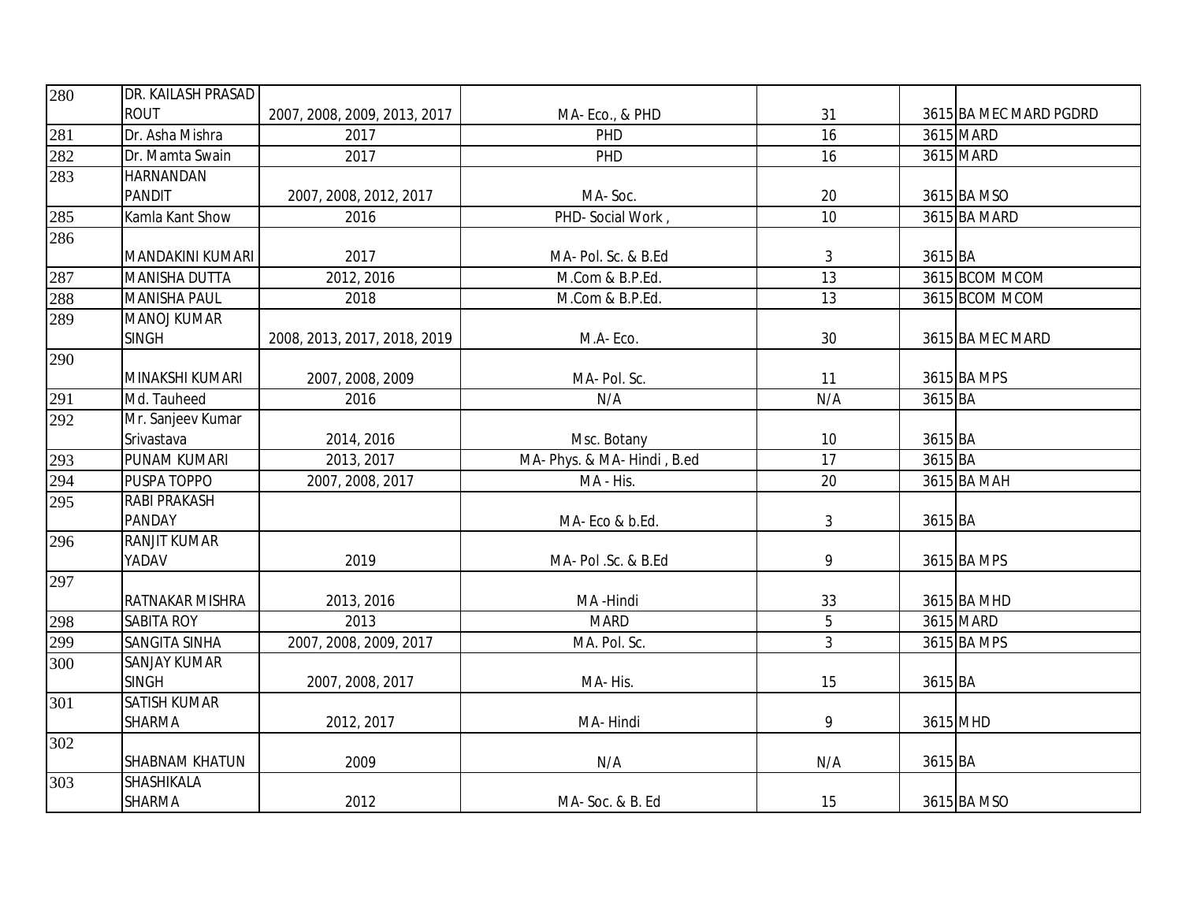| 280 | DR. KAILASH PRASAD ROUT | 2007, 2008, 2009, 2013, 2017 | MA- Eco., & PHD | 31 | 3615 | BA MEC MARD PGDRD |
|---|---|---|---|---|---|---|
| 281 | Dr. Asha Mishra | 2017 | PHD | 16 | 3615 | MARD |
| 282 | Dr. Mamta Swain | 2017 | PHD | 16 | 3615 | MARD |
| 283 | HARNANDAN PANDIT | 2007, 2008, 2012, 2017 | MA- Soc. | 20 | 3615 | BA MSO |
| 285 | Kamla Kant Show | 2016 | PHD- Social Work , | 10 | 3615 | BA MARD |
| 286 | MANDAKINI KUMARI | 2017 | MA- Pol. Sc. & B.Ed | 3 | 3615 | BA |
| 287 | MANISHA DUTTA | 2012, 2016 | M.Com & B.P.Ed. | 13 | 3615 | BCOM MCOM |
| 288 | MANISHA PAUL | 2018 | M.Com & B.P.Ed. | 13 | 3615 | BCOM MCOM |
| 289 | MANOJ KUMAR SINGH | 2008, 2013, 2017, 2018, 2019 | M.A- Eco. | 30 | 3615 | BA MEC MARD |
| 290 | MINAKSHI KUMARI | 2007, 2008, 2009 | MA- Pol. Sc. | 11 | 3615 | BA MPS |
| 291 | Md. Tauheed | 2016 | N/A | N/A | 3615 | BA |
| 292 | Mr. Sanjeev Kumar Srivastava | 2014, 2016 | Msc. Botany | 10 | 3615 | BA |
| 293 | PUNAM KUMARI | 2013, 2017 | MA- Phys. & MA- Hindi , B.ed | 17 | 3615 | BA |
| 294 | PUSPA TOPPO | 2007, 2008, 2017 | MA - His. | 20 | 3615 | BA MAH |
| 295 | RABI PRAKASH PANDAY | | MA- Eco & b.Ed. | 3 | 3615 | BA |
| 296 | RANJIT KUMAR YADAV | 2019 | MA- Pol .Sc. & B.Ed | 9 | 3615 | BA MPS |
| 297 | RATNAKAR MISHRA | 2013, 2016 | MA -Hindi | 33 | 3615 | BA MHD |
| 298 | SABITA ROY | 2013 | MARD | 5 | 3615 | MARD |
| 299 | SANGITA SINHA | 2007, 2008, 2009, 2017 | MA. Pol. Sc. | 3 | 3615 | BA MPS |
| 300 | SANJAY KUMAR SINGH | 2007, 2008, 2017 | MA- His. | 15 | 3615 | BA |
| 301 | SATISH KUMAR SHARMA | 2012, 2017 | MA- Hindi | 9 | 3615 | MHD |
| 302 | SHABNAM KHATUN | 2009 | N/A | N/A | 3615 | BA |
| 303 | SHASHIKALA SHARMA | 2012 | MA- Soc. & B. Ed | 15 | 3615 | BA MSO |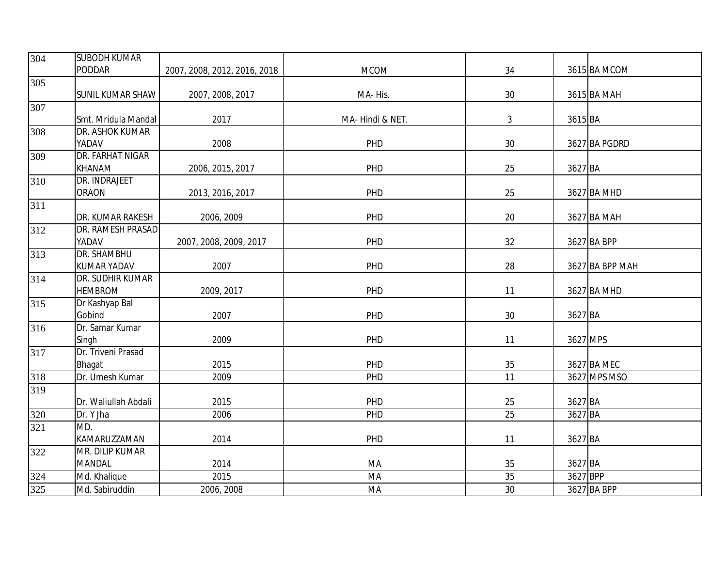| | | | | | | |
|---|---|---|---|---|---|---|
| 304 | SUBODH KUMAR PODDAR | 2007, 2008, 2012, 2016, 2018 | MCOM | 34 | 3615 | BA MCOM |
| 305 | SUNIL KUMAR SHAW | 2007, 2008, 2017 | MA- His. | 30 | 3615 | BA MAH |
| 307 | Smt. Mridula Mandal | 2017 | MA- Hindi & NET. | 3 | 3615 | BA |
| 308 | DR. ASHOK KUMAR YADAV | 2008 | PHD | 30 | 3627 | BA PGDRD |
| 309 | DR. FARHAT NIGAR KHANAM | 2006, 2015, 2017 | PHD | 25 | 3627 | BA |
| 310 | DR. INDRAJEET ORAON | 2013, 2016, 2017 | PHD | 25 | 3627 | BA MHD |
| 311 | DR. KUMAR RAKESH | 2006, 2009 | PHD | 20 | 3627 | BA MAH |
| 312 | DR. RAMESH PRASAD YADAV | 2007, 2008, 2009, 2017 | PHD | 32 | 3627 | BA BPP |
| 313 | DR. SHAMBHU KUMAR YADAV | 2007 | PHD | 28 | 3627 | BA BPP MAH |
| 314 | DR. SUDHIR KUMAR HEMBROM | 2009, 2017 | PHD | 11 | 3627 | BA MHD |
| 315 | Dr Kashyap Bal Gobind | 2007 | PHD | 30 | 3627 | BA |
| 316 | Dr. Samar Kumar Singh | 2009 | PHD | 11 | 3627 | MPS |
| 317 | Dr. Triveni Prasad Bhagat | 2015 | PHD | 35 | 3627 | BA MEC |
| 318 | Dr. Umesh Kumar | 2009 | PHD | 11 | 3627 | MPS MSO |
| 319 | Dr. Waliullah Abdali | 2015 | PHD | 25 | 3627 | BA |
| 320 | Dr. Y Jha | 2006 | PHD | 25 | 3627 | BA |
| 321 | MD. KAMARUZZAMAN | 2014 | PHD | 11 | 3627 | BA |
| 322 | MR. DILIP KUMAR MANDAL | 2014 | MA | 35 | 3627 | BA |
| 324 | Md. Khalique | 2015 | MA | 35 | 3627 | BPP |
| 325 | Md. Sabiruddin | 2006, 2008 | MA | 30 | 3627 | BA BPP |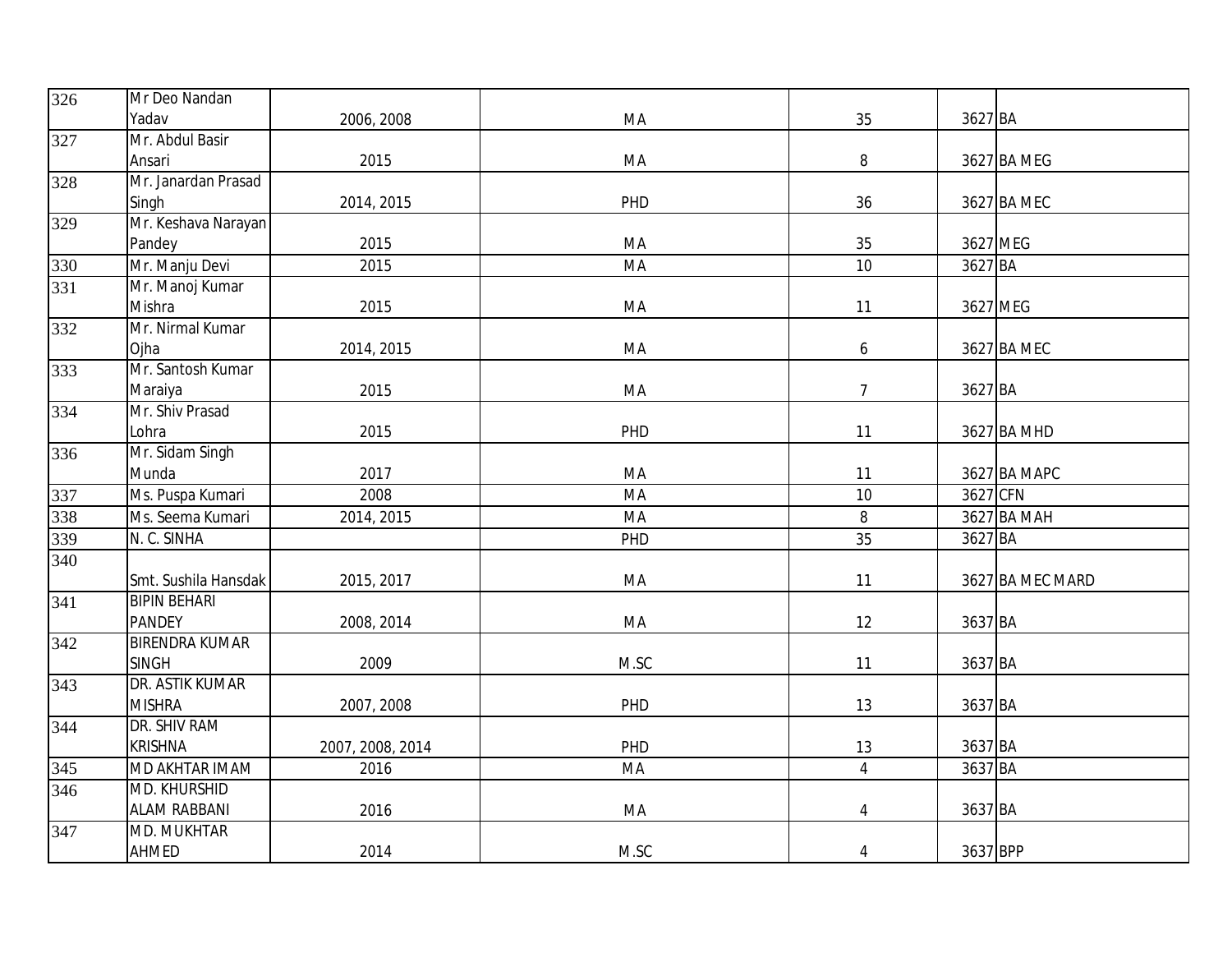| | | | | | | |
|---|---|---|---|---|---|---|
| 326 | Mr Deo Nandan Yadav | 2006, 2008 | MA | 35 | 3627 | BA |
| 327 | Mr. Abdul Basir Ansari | 2015 | MA | 8 | 3627 | BA MEG |
| 328 | Mr. Janardan Prasad Singh | 2014, 2015 | PHD | 36 | 3627 | BA MEC |
| 329 | Mr. Keshava Narayan Pandey | 2015 | MA | 35 | 3627 | MEG |
| 330 | Mr. Manju Devi | 2015 | MA | 10 | 3627 | BA |
| 331 | Mr. Manoj Kumar Mishra | 2015 | MA | 11 | 3627 | MEG |
| 332 | Mr. Nirmal Kumar Ojha | 2014, 2015 | MA | 6 | 3627 | BA MEC |
| 333 | Mr. Santosh Kumar Maraiya | 2015 | MA | 7 | 3627 | BA |
| 334 | Mr. Shiv Prasad Lohra | 2015 | PHD | 11 | 3627 | BA MHD |
| 336 | Mr. Sidam Singh Munda | 2017 | MA | 11 | 3627 | BA MAPC |
| 337 | Ms. Puspa Kumari | 2008 | MA | 10 | 3627 | CFN |
| 338 | Ms. Seema Kumari | 2014, 2015 | MA | 8 | 3627 | BA MAH |
| 339 | N. C. SINHA | | PHD | 35 | 3627 | BA |
| 340 | Smt. Sushila Hansdak | 2015, 2017 | MA | 11 | 3627 | BA MEC MARD |
| 341 | BIPIN BEHARI PANDEY | 2008, 2014 | MA | 12 | 3637 | BA |
| 342 | BIRENDRA KUMAR SINGH | 2009 | M.SC | 11 | 3637 | BA |
| 343 | DR. ASTIK KUMAR MISHRA | 2007, 2008 | PHD | 13 | 3637 | BA |
| 344 | DR. SHIV RAM KRISHNA | 2007, 2008, 2014 | PHD | 13 | 3637 | BA |
| 345 | MD AKHTAR IMAM | 2016 | MA | 4 | 3637 | BA |
| 346 | MD. KHURSHID ALAM RABBANI | 2016 | MA | 4 | 3637 | BA |
| 347 | MD. MUKHTAR AHMED | 2014 | M.SC | 4 | 3637 | BPP |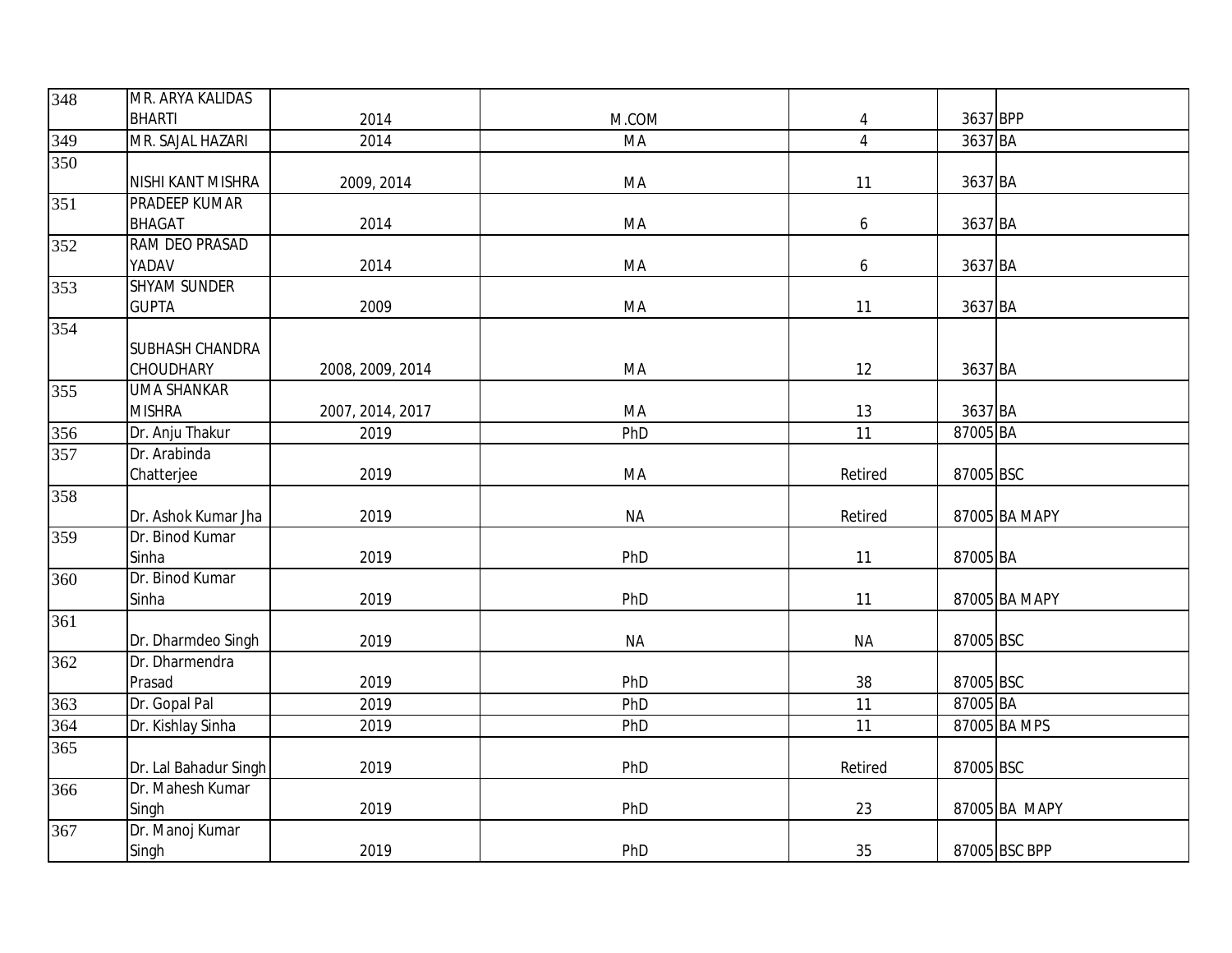| | | | | | | |
|---|---|---|---|---|---|---|
| 348 | MR. ARYA KALIDAS BHARTI | 2014 | M.COM | 4 | 3637 | BPP |
| 349 | MR. SAJAL HAZARI | 2014 | MA | 4 | 3637 | BA |
| 350 | NISHI KANT MISHRA | 2009, 2014 | MA | 11 | 3637 | BA |
| 351 | PRADEEP KUMAR BHAGAT | 2014 | MA | 6 | 3637 | BA |
| 352 | RAM DEO PRASAD YADAV | 2014 | MA | 6 | 3637 | BA |
| 353 | SHYAM SUNDER GUPTA | 2009 | MA | 11 | 3637 | BA |
| 354 | SUBHASH CHANDRA CHOUDHARY | 2008, 2009, 2014 | MA | 12 | 3637 | BA |
| 355 | UMA SHANKAR MISHRA | 2007, 2014, 2017 | MA | 13 | 3637 | BA |
| 356 | Dr. Anju Thakur | 2019 | PhD | 11 | 87005 | BA |
| 357 | Dr. Arabinda Chatterjee | 2019 | MA | Retired | 87005 | BSC |
| 358 | Dr. Ashok Kumar Jha | 2019 | NA | Retired | 87005 | BA MAPY |
| 359 | Dr. Binod Kumar Sinha | 2019 | PhD | 11 | 87005 | BA |
| 360 | Dr. Binod Kumar Sinha | 2019 | PhD | 11 | 87005 | BA MAPY |
| 361 | Dr. Dharmdeo Singh | 2019 | NA | NA | 87005 | BSC |
| 362 | Dr. Dharmendra Prasad | 2019 | PhD | 38 | 87005 | BSC |
| 363 | Dr. Gopal Pal | 2019 | PhD | 11 | 87005 | BA |
| 364 | Dr. Kishlay Sinha | 2019 | PhD | 11 | 87005 | BA MPS |
| 365 | Dr. Lal Bahadur Singh | 2019 | PhD | Retired | 87005 | BSC |
| 366 | Dr. Mahesh Kumar Singh | 2019 | PhD | 23 | 87005 | BA MAPY |
| 367 | Dr. Manoj Kumar Singh | 2019 | PhD | 35 | 87005 | BSC BPP |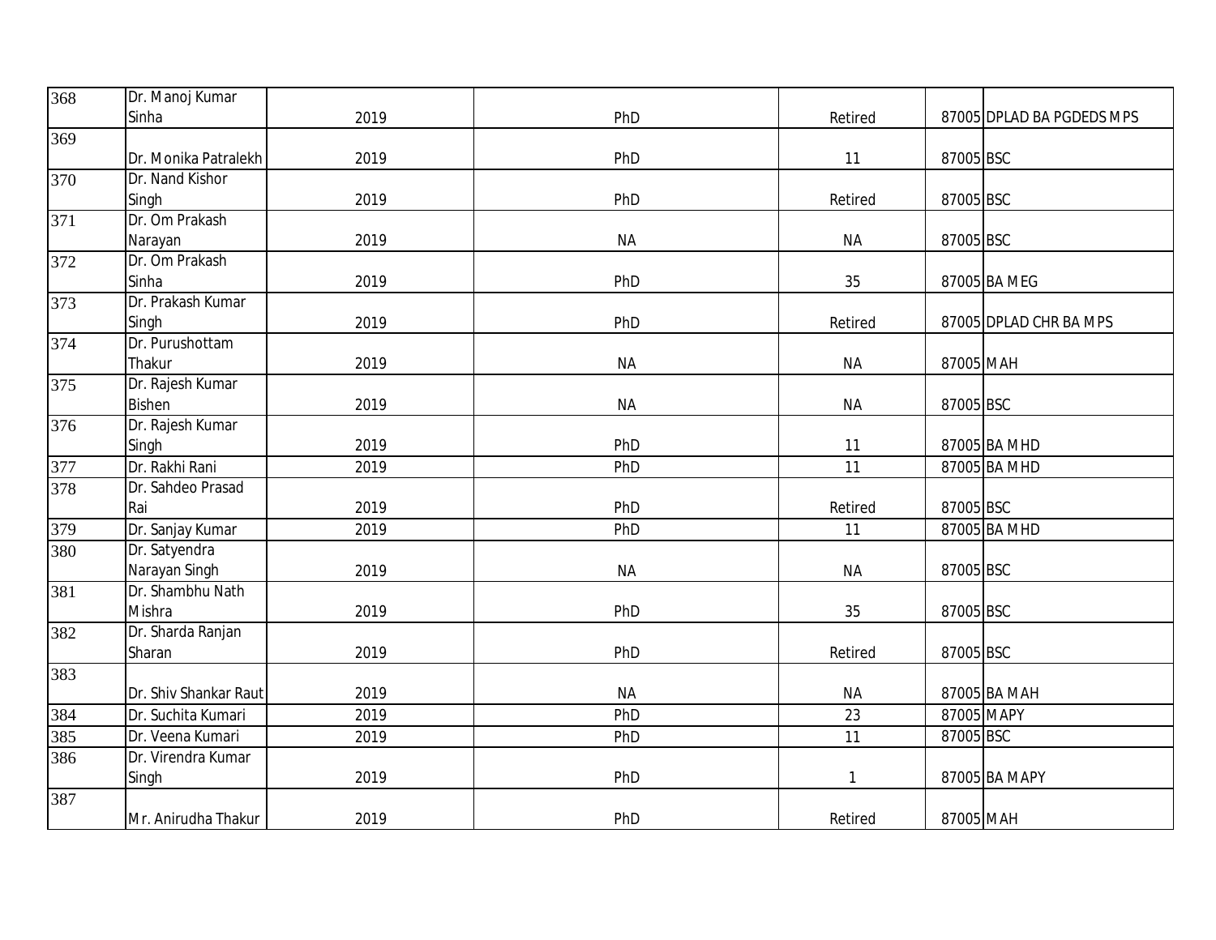| 368 | Dr. Manoj Kumar Sinha | 2019 | PhD | Retired | 87005 | DPLAD BA PGDEDS MPS |
|---|---|---|---|---|---|---|
| 369 | Dr. Monika Patralekh | 2019 | PhD | 11 | 87005 | BSC |
| 370 | Dr. Nand Kishor Singh | 2019 | PhD | Retired | 87005 | BSC |
| 371 | Dr. Om Prakash Narayan | 2019 | NA | NA | 87005 | BSC |
| 372 | Dr. Om Prakash Sinha | 2019 | PhD | 35 | 87005 | BA MEG |
| 373 | Dr. Prakash Kumar Singh | 2019 | PhD | Retired | 87005 | DPLAD CHR BA MPS |
| 374 | Dr. Purushottam Thakur | 2019 | NA | NA | 87005 | MAH |
| 375 | Dr. Rajesh Kumar Bishen | 2019 | NA | NA | 87005 | BSC |
| 376 | Dr. Rajesh Kumar Singh | 2019 | PhD | 11 | 87005 | BA MHD |
| 377 | Dr. Rakhi Rani | 2019 | PhD | 11 | 87005 | BA MHD |
| 378 | Dr. Sahdeo Prasad Rai | 2019 | PhD | Retired | 87005 | BSC |
| 379 | Dr. Sanjay Kumar | 2019 | PhD | 11 | 87005 | BA MHD |
| 380 | Dr. Satyendra Narayan Singh | 2019 | NA | NA | 87005 | BSC |
| 381 | Dr. Shambhu Nath Mishra | 2019 | PhD | 35 | 87005 | BSC |
| 382 | Dr. Sharda Ranjan Sharan | 2019 | PhD | Retired | 87005 | BSC |
| 383 | Dr. Shiv Shankar Raut | 2019 | NA | NA | 87005 | BA MAH |
| 384 | Dr. Suchita Kumari | 2019 | PhD | 23 | 87005 | MAPY |
| 385 | Dr. Veena Kumari | 2019 | PhD | 11 | 87005 | BSC |
| 386 | Dr. Virendra Kumar Singh | 2019 | PhD | 1 | 87005 | BA MAPY |
| 387 | Mr. Anirudha Thakur | 2019 | PhD | Retired | 87005 | MAH |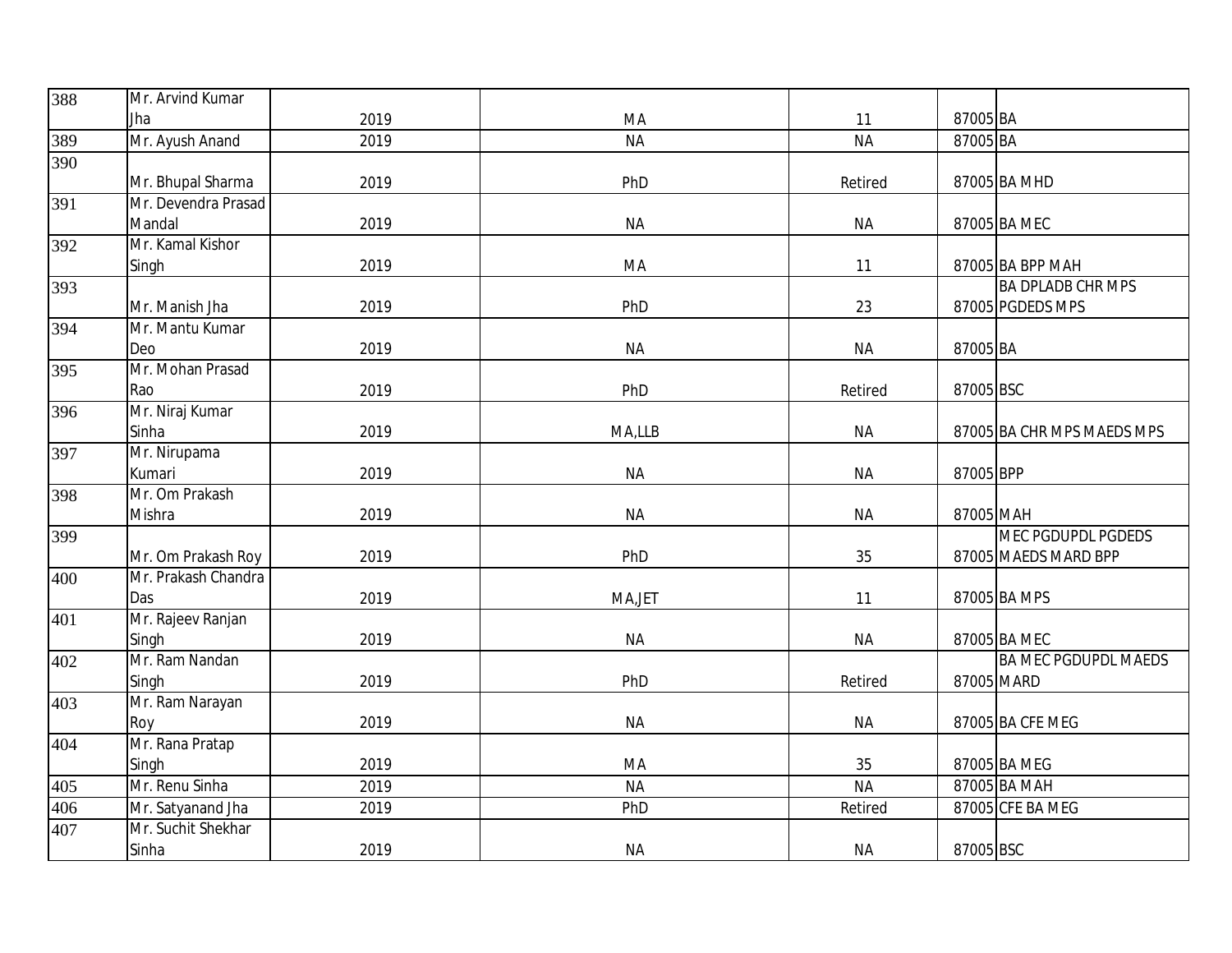| | | | | | | |
|---|---|---|---|---|---|---|
| 388 | Mr. Arvind Kumar Jha | 2019 | MA | 11 | 87005 | BA |
| 389 | Mr. Ayush Anand | 2019 | NA | NA | 87005 | BA |
| 390 | Mr. Bhupal Sharma | 2019 | PhD | Retired | 87005 | BA MHD |
| 391 | Mr. Devendra Prasad Mandal | 2019 | NA | NA | 87005 | BA MEC |
| 392 | Mr. Kamal Kishor Singh | 2019 | MA | 11 | 87005 | BA BPP MAH |
| 393 | Mr. Manish Jha | 2019 | PhD | 23 | 87005 | BA DPLADB CHR MPS PGDEDS MPS |
| 394 | Mr. Mantu Kumar Deo | 2019 | NA | NA | 87005 | BA |
| 395 | Mr. Mohan Prasad Rao | 2019 | PhD | Retired | 87005 | BSC |
| 396 | Mr. Niraj Kumar Sinha | 2019 | MA,LLB | NA | 87005 | BA CHR MPS MAEDS MPS |
| 397 | Mr. Nirupama Kumari | 2019 | NA | NA | 87005 | BPP |
| 398 | Mr. Om Prakash Mishra | 2019 | NA | NA | 87005 | MAH |
| 399 | Mr. Om Prakash Roy | 2019 | PhD | 35 | 87005 | MEC PGDUPDL PGDEDS MAEDS MARD BPP |
| 400 | Mr. Prakash Chandra Das | 2019 | MA,JET | 11 | 87005 | BA MPS |
| 401 | Mr. Rajeev Ranjan Singh | 2019 | NA | NA | 87005 | BA MEC |
| 402 | Mr. Ram Nandan Singh | 2019 | PhD | Retired | 87005 | BA MEC PGDUPDL MAEDS MARD |
| 403 | Mr. Ram Narayan Roy | 2019 | NA | NA | 87005 | BA CFE MEG |
| 404 | Mr. Rana Pratap Singh | 2019 | MA | 35 | 87005 | BA MEG |
| 405 | Mr. Renu Sinha | 2019 | NA | NA | 87005 | BA MAH |
| 406 | Mr. Satyanand Jha | 2019 | PhD | Retired | 87005 | CFE BA MEG |
| 407 | Mr. Suchit Shekhar Sinha | 2019 | NA | NA | 87005 | BSC |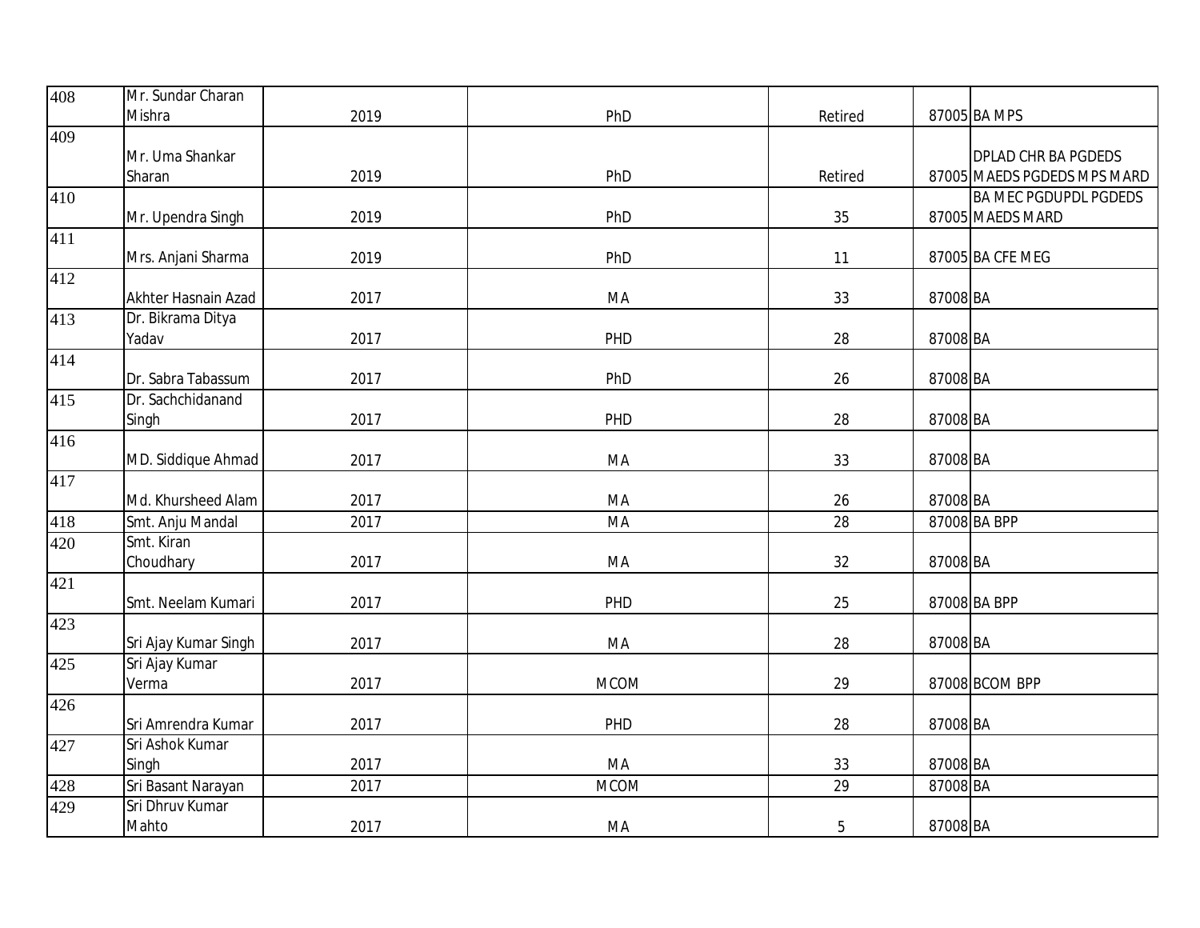| 408 | Mr. Sundar Charan Mishra | 2019 | PhD | Retired | 87005 | BA MPS |
|---|---|---|---|---|---|---|
| 409 | Mr. Uma Shankar Sharan | 2019 | PhD | Retired | 87005 | DPLAD CHR BA PGDEDS MAEDS PGDEDS MPS MARD |
| 410 | Mr. Upendra Singh | 2019 | PhD | 35 | 87005 | BA MEC PGDUPDL PGDEDS MAEDS MARD |
| 411 | Mrs. Anjani Sharma | 2019 | PhD | 11 | 87005 | BA CFE MEG |
| 412 | Akhter Hasnain Azad | 2017 | MA | 33 | 87008 | BA |
| 413 | Dr. Bikrama Ditya Yadav | 2017 | PHD | 28 | 87008 | BA |
| 414 | Dr. Sabra Tabassum | 2017 | PhD | 26 | 87008 | BA |
| 415 | Dr. Sachchidanand Singh | 2017 | PHD | 28 | 87008 | BA |
| 416 | MD. Siddique Ahmad | 2017 | MA | 33 | 87008 | BA |
| 417 | Md. Khursheed Alam | 2017 | MA | 26 | 87008 | BA |
| 418 | Smt. Anju Mandal | 2017 | MA | 28 | 87008 | BA BPP |
| 420 | Smt. Kiran Choudhary | 2017 | MA | 32 | 87008 | BA |
| 421 | Smt. Neelam Kumari | 2017 | PHD | 25 | 87008 | BA BPP |
| 423 | Sri Ajay Kumar Singh | 2017 | MA | 28 | 87008 | BA |
| 425 | Sri Ajay Kumar Verma | 2017 | MCOM | 29 | 87008 | BCOM BPP |
| 426 | Sri Amrendra Kumar | 2017 | PHD | 28 | 87008 | BA |
| 427 | Sri Ashok Kumar Singh | 2017 | MA | 33 | 87008 | BA |
| 428 | Sri Basant Narayan | 2017 | MCOM | 29 | 87008 | BA |
| 429 | Sri Dhruv Kumar Mahto | 2017 | MA | 5 | 87008 | BA |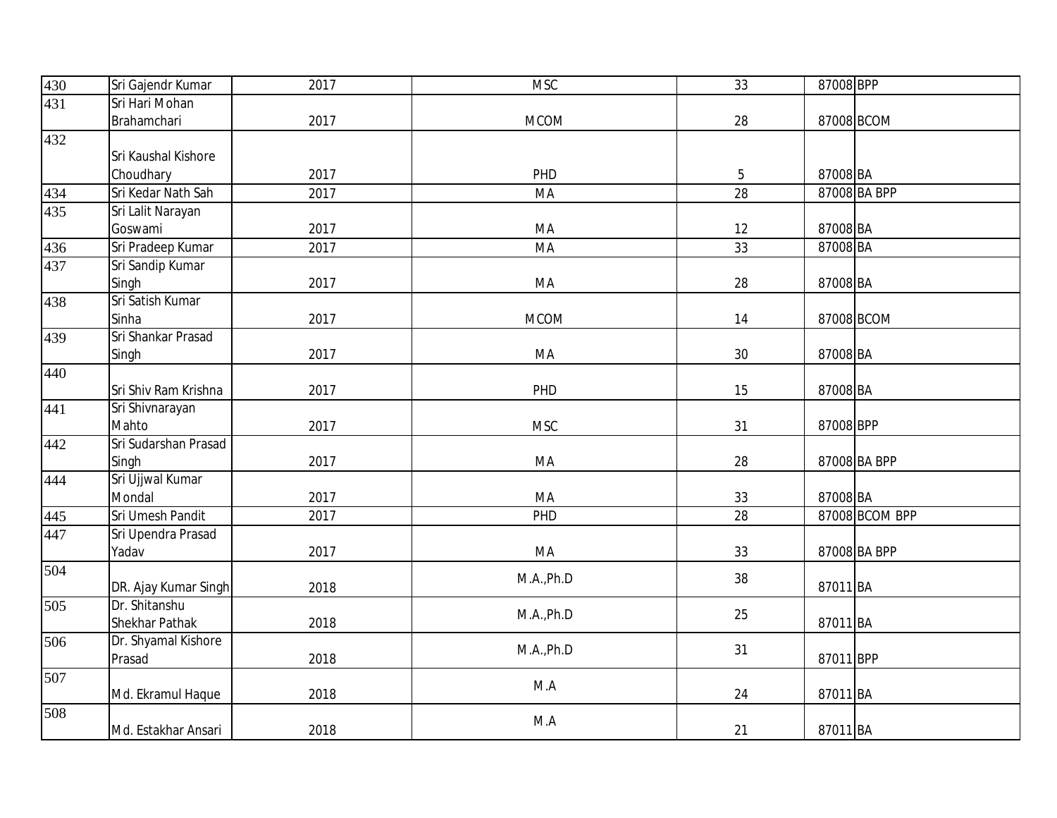| 430 | Sri Gajendr Kumar | 2017 | MSC | 33 | 87008 | BPP |
|---|---|---|---|---|---|---|
| 431 | Sri Hari Mohan Brahamchari | 2017 | MCOM | 28 | 87008 | BCOM |
| 432 | Sri Kaushal Kishore Choudhary | 2017 | PHD | 5 | 87008 | BA |
| 434 | Sri Kedar Nath Sah | 2017 | MA | 28 | 87008 | BA BPP |
| 435 | Sri Lalit Narayan Goswami | 2017 | MA | 12 | 87008 | BA |
| 436 | Sri Pradeep Kumar | 2017 | MA | 33 | 87008 | BA |
| 437 | Sri Sandip Kumar Singh | 2017 | MA | 28 | 87008 | BA |
| 438 | Sri Satish Kumar Sinha | 2017 | MCOM | 14 | 87008 | BCOM |
| 439 | Sri Shankar Prasad Singh | 2017 | MA | 30 | 87008 | BA |
| 440 | Sri Shiv Ram Krishna | 2017 | PHD | 15 | 87008 | BA |
| 441 | Sri Shivnarayan Mahto | 2017 | MSC | 31 | 87008 | BPP |
| 442 | Sri Sudarshan Prasad Singh | 2017 | MA | 28 | 87008 | BA BPP |
| 444 | Sri Ujjwal Kumar Mondal | 2017 | MA | 33 | 87008 | BA |
| 445 | Sri Umesh Pandit | 2017 | PHD | 28 | 87008 | BCOM BPP |
| 447 | Sri Upendra Prasad Yadav | 2017 | MA | 33 | 87008 | BA BPP |
| 504 | DR. Ajay Kumar Singh | 2018 | M.A.,Ph.D | 38 | 87011 | BA |
| 505 | Dr. Shitanshu Shekhar Pathak | 2018 | M.A.,Ph.D | 25 | 87011 | BA |
| 506 | Dr. Shyamal Kishore Prasad | 2018 | M.A.,Ph.D | 31 | 87011 | BPP |
| 507 | Md. Ekramul Haque | 2018 | M.A | 24 | 87011 | BA |
| 508 | Md. Estakhar Ansari | 2018 | M.A | 21 | 87011 | BA |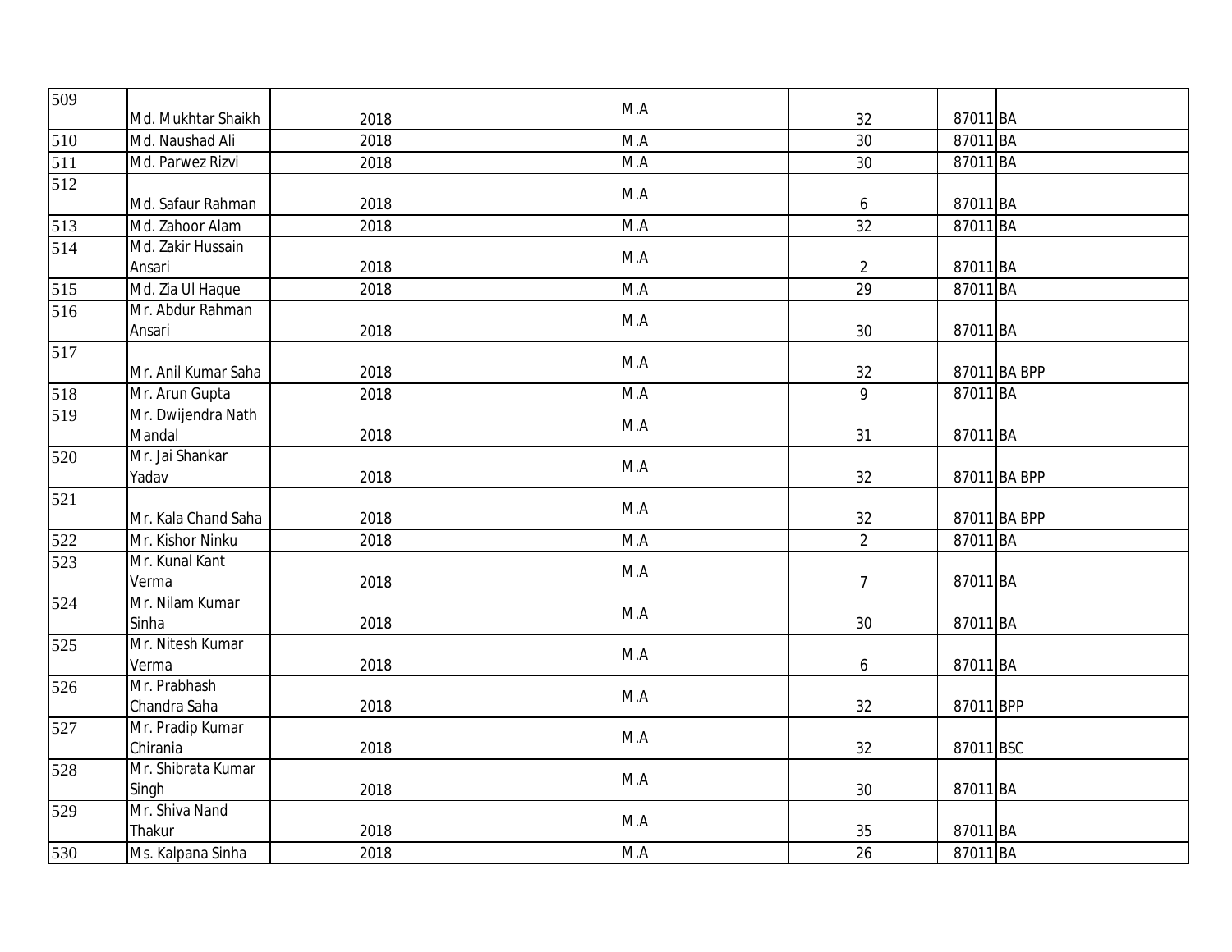| | | | | | | |
|---|---|---|---|---|---|---|
| 509 | Md. Mukhtar Shaikh | 2018 | M.A | 32 | 87011 | BA |
| 510 | Md. Naushad Ali | 2018 | M.A | 30 | 87011 | BA |
| 511 | Md. Parwez Rizvi | 2018 | M.A | 30 | 87011 | BA |
| 512 | Md. Safaur Rahman | 2018 | M.A | 6 | 87011 | BA |
| 513 | Md. Zahoor Alam | 2018 | M.A | 32 | 87011 | BA |
| 514 | Md. Zakir Hussain Ansari | 2018 | M.A | 2 | 87011 | BA |
| 515 | Md. Zia Ul Haque | 2018 | M.A | 29 | 87011 | BA |
| 516 | Mr. Abdur Rahman Ansari | 2018 | M.A | 30 | 87011 | BA |
| 517 | Mr. Anil Kumar Saha | 2018 | M.A | 32 | 87011 | BA BPP |
| 518 | Mr. Arun Gupta | 2018 | M.A | 9 | 87011 | BA |
| 519 | Mr. Dwijendra Nath Mandal | 2018 | M.A | 31 | 87011 | BA |
| 520 | Mr. Jai Shankar Yadav | 2018 | M.A | 32 | 87011 | BA BPP |
| 521 | Mr. Kala Chand Saha | 2018 | M.A | 32 | 87011 | BA BPP |
| 522 | Mr. Kishor Ninku | 2018 | M.A | 2 | 87011 | BA |
| 523 | Mr. Kunal Kant Verma | 2018 | M.A | 7 | 87011 | BA |
| 524 | Mr. Nilam Kumar Sinha | 2018 | M.A | 30 | 87011 | BA |
| 525 | Mr. Nitesh Kumar Verma | 2018 | M.A | 6 | 87011 | BA |
| 526 | Mr. Prabhash Chandra Saha | 2018 | M.A | 32 | 87011 | BPP |
| 527 | Mr. Pradip Kumar Chirania | 2018 | M.A | 32 | 87011 | BSC |
| 528 | Mr. Shibrata Kumar Singh | 2018 | M.A | 30 | 87011 | BA |
| 529 | Mr. Shiva Nand Thakur | 2018 | M.A | 35 | 87011 | BA |
| 530 | Ms. Kalpana Sinha | 2018 | M.A | 26 | 87011 | BA |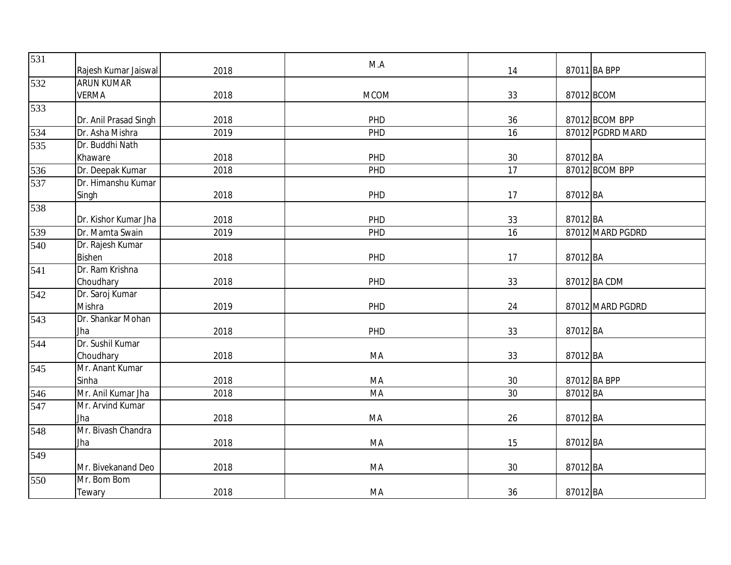| | | | | | | |
|---|---|---|---|---|---|---|
| 531 | Rajesh Kumar Jaiswal | 2018 | M.A | 14 | 87011 | BA BPP |
| 532 | ARUN KUMAR VERMA | 2018 | MCOM | 33 | 87012 | BCOM |
| 533 | Dr. Anil Prasad Singh | 2018 | PHD | 36 | 87012 | BCOM BPP |
| 534 | Dr. Asha Mishra | 2019 | PHD | 16 | 87012 | PGDRD MARD |
| 535 | Dr. Buddhi Nath Khaware | 2018 | PHD | 30 | 87012 | BA |
| 536 | Dr. Deepak Kumar | 2018 | PHD | 17 | 87012 | BCOM BPP |
| 537 | Dr. Himanshu Kumar Singh | 2018 | PHD | 17 | 87012 | BA |
| 538 | Dr. Kishor Kumar Jha | 2018 | PHD | 33 | 87012 | BA |
| 539 | Dr. Mamta Swain | 2019 | PHD | 16 | 87012 | MARD PGDRD |
| 540 | Dr. Rajesh Kumar Bishen | 2018 | PHD | 17 | 87012 | BA |
| 541 | Dr. Ram Krishna Choudhary | 2018 | PHD | 33 | 87012 | BA CDM |
| 542 | Dr. Saroj Kumar Mishra | 2019 | PHD | 24 | 87012 | MARD PGDRD |
| 543 | Dr. Shankar Mohan Jha | 2018 | PHD | 33 | 87012 | BA |
| 544 | Dr. Sushil Kumar Choudhary | 2018 | MA | 33 | 87012 | BA |
| 545 | Mr. Anant Kumar Sinha | 2018 | MA | 30 | 87012 | BA BPP |
| 546 | Mr. Anil Kumar Jha | 2018 | MA | 30 | 87012 | BA |
| 547 | Mr. Arvind Kumar Jha | 2018 | MA | 26 | 87012 | BA |
| 548 | Mr. Bivash Chandra Jha | 2018 | MA | 15 | 87012 | BA |
| 549 | Mr. Bivekanand Deo | 2018 | MA | 30 | 87012 | BA |
| 550 | Mr. Bom Bom Tewary | 2018 | MA | 36 | 87012 | BA |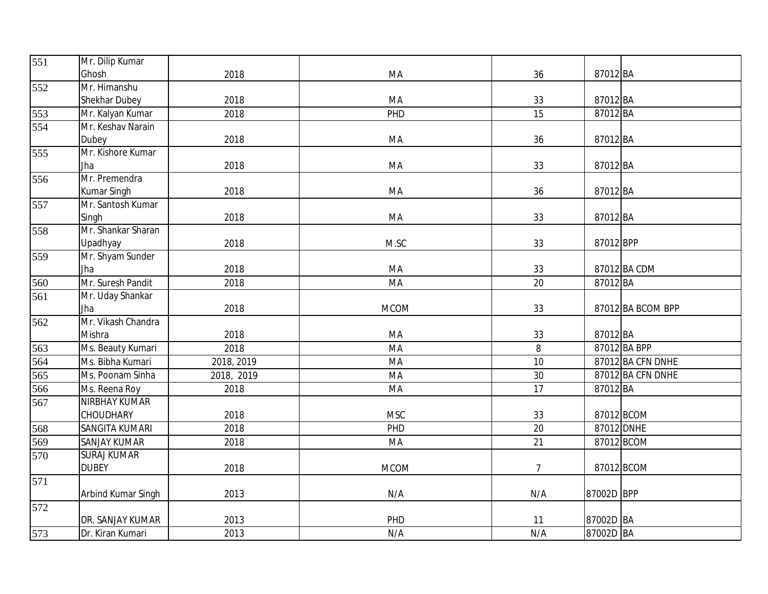| | | | | | | |
|---|---|---|---|---|---|---|
| 551 | Mr. Dilip Kumar Ghosh | 2018 | MA | 36 | 87012 | BA |
| 552 | Mr. Himanshu Shekhar Dubey | 2018 | MA | 33 | 87012 | BA |
| 553 | Mr. Kalyan Kumar | 2018 | PHD | 15 | 87012 | BA |
| 554 | Mr. Keshav Narain Dubey | 2018 | MA | 36 | 87012 | BA |
| 555 | Mr. Kishore Kumar Jha | 2018 | MA | 33 | 87012 | BA |
| 556 | Mr. Premendra Kumar Singh | 2018 | MA | 36 | 87012 | BA |
| 557 | Mr. Santosh Kumar Singh | 2018 | MA | 33 | 87012 | BA |
| 558 | Mr. Shankar Sharan Upadhyay | 2018 | M.SC | 33 | 87012 | BPP |
| 559 | Mr. Shyam Sunder Jha | 2018 | MA | 33 | 87012 | BA CDM |
| 560 | Mr. Suresh Pandit | 2018 | MA | 20 | 87012 | BA |
| 561 | Mr. Uday Shankar Jha | 2018 | MCOM | 33 | 87012 | BA BCOM BPP |
| 562 | Mr. Vikash Chandra Mishra | 2018 | MA | 33 | 87012 | BA |
| 563 | Ms. Beauty Kumari | 2018 | MA | 8 | 87012 | BA BPP |
| 564 | Ms. Bibha Kumari | 2018, 2019 | MA | 10 | 87012 | BA CFN DNHE |
| 565 | Ms. Poonam Sinha | 2018, 2019 | MA | 30 | 87012 | BA CFN DNHE |
| 566 | Ms. Reena Roy | 2018 | MA | 17 | 87012 | BA |
| 567 | NIRBHAY KUMAR CHOUDHARY | 2018 | MSC | 33 | 87012 | BCOM |
| 568 | SANGITA KUMARI | 2018 | PHD | 20 | 87012 | DNHE |
| 569 | SANJAY KUMAR | 2018 | MA | 21 | 87012 | BCOM |
| 570 | SURAJ KUMAR DUBEY | 2018 | MCOM | 7 | 87012 | BCOM |
| 571 | Arbind Kumar Singh | 2013 | N/A | N/A | 87002D | BPP |
| 572 | DR. SANJAY KUMAR | 2013 | PHD | 11 | 87002D | BA |
| 573 | Dr. Kiran Kumari | 2013 | N/A | N/A | 87002D | BA |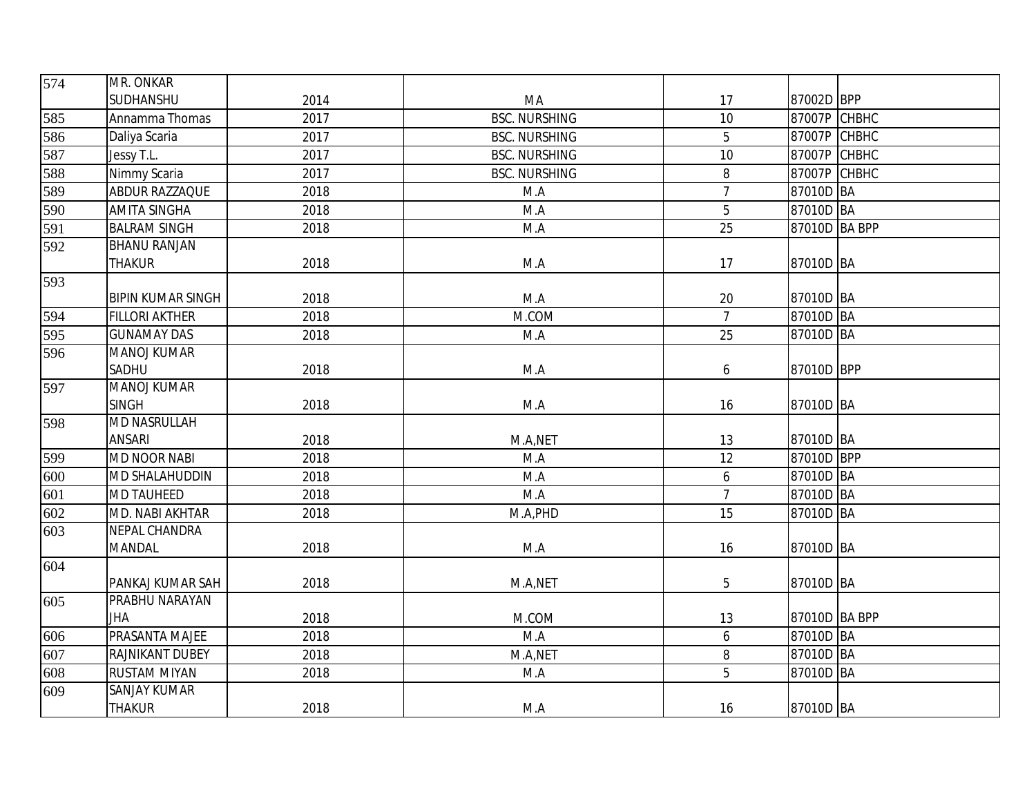| | | | | | | |
|---|---|---|---|---|---|---|
| 574 | MR. ONKAR SUDHANSHU | 2014 | MA | 17 | 87002D | BPP |
| 585 | Annamma Thomas | 2017 | BSC. NURSHING | 10 | 87007P | CHBHC |
| 586 | Daliya Scaria | 2017 | BSC. NURSHING | 5 | 87007P | CHBHC |
| 587 | Jessy T.L. | 2017 | BSC. NURSHING | 10 | 87007P | CHBHC |
| 588 | Nimmy Scaria | 2017 | BSC. NURSHING | 8 | 87007P | CHBHC |
| 589 | ABDUR RAZZAQUE | 2018 | M.A | 7 | 87010D | BA |
| 590 | AMITA SINGHA | 2018 | M.A | 5 | 87010D | BA |
| 591 | BALRAM SINGH | 2018 | M.A | 25 | 87010D | BA BPP |
| 592 | BHANU RANJAN THAKUR | 2018 | M.A | 17 | 87010D | BA |
| 593 | BIPIN KUMAR SINGH | 2018 | M.A | 20 | 87010D | BA |
| 594 | FILLORI AKTHER | 2018 | M.COM | 7 | 87010D | BA |
| 595 | GUNAMAY DAS | 2018 | M.A | 25 | 87010D | BA |
| 596 | MANOJ KUMAR SADHU | 2018 | M.A | 6 | 87010D | BPP |
| 597 | MANOJ KUMAR SINGH | 2018 | M.A | 16 | 87010D | BA |
| 598 | MD NASRULLAH ANSARI | 2018 | M.A,NET | 13 | 87010D | BA |
| 599 | MD NOOR NABI | 2018 | M.A | 12 | 87010D | BPP |
| 600 | MD SHALAHUDDIN | 2018 | M.A | 6 | 87010D | BA |
| 601 | MD TAUHEED | 2018 | M.A | 7 | 87010D | BA |
| 602 | MD. NABI AKHTAR | 2018 | M.A,PHD | 15 | 87010D | BA |
| 603 | NEPAL CHANDRA MANDAL | 2018 | M.A | 16 | 87010D | BA |
| 604 | PANKAJ KUMAR SAH | 2018 | M.A,NET | 5 | 87010D | BA |
| 605 | PRABHU NARAYAN JHA | 2018 | M.COM | 13 | 87010D | BA BPP |
| 606 | PRASANTA MAJEE | 2018 | M.A | 6 | 87010D | BA |
| 607 | RAJNIKANT DUBEY | 2018 | M.A,NET | 8 | 87010D | BA |
| 608 | RUSTAM MIYAN | 2018 | M.A | 5 | 87010D | BA |
| 609 | SANJAY KUMAR THAKUR | 2018 | M.A | 16 | 87010D | BA |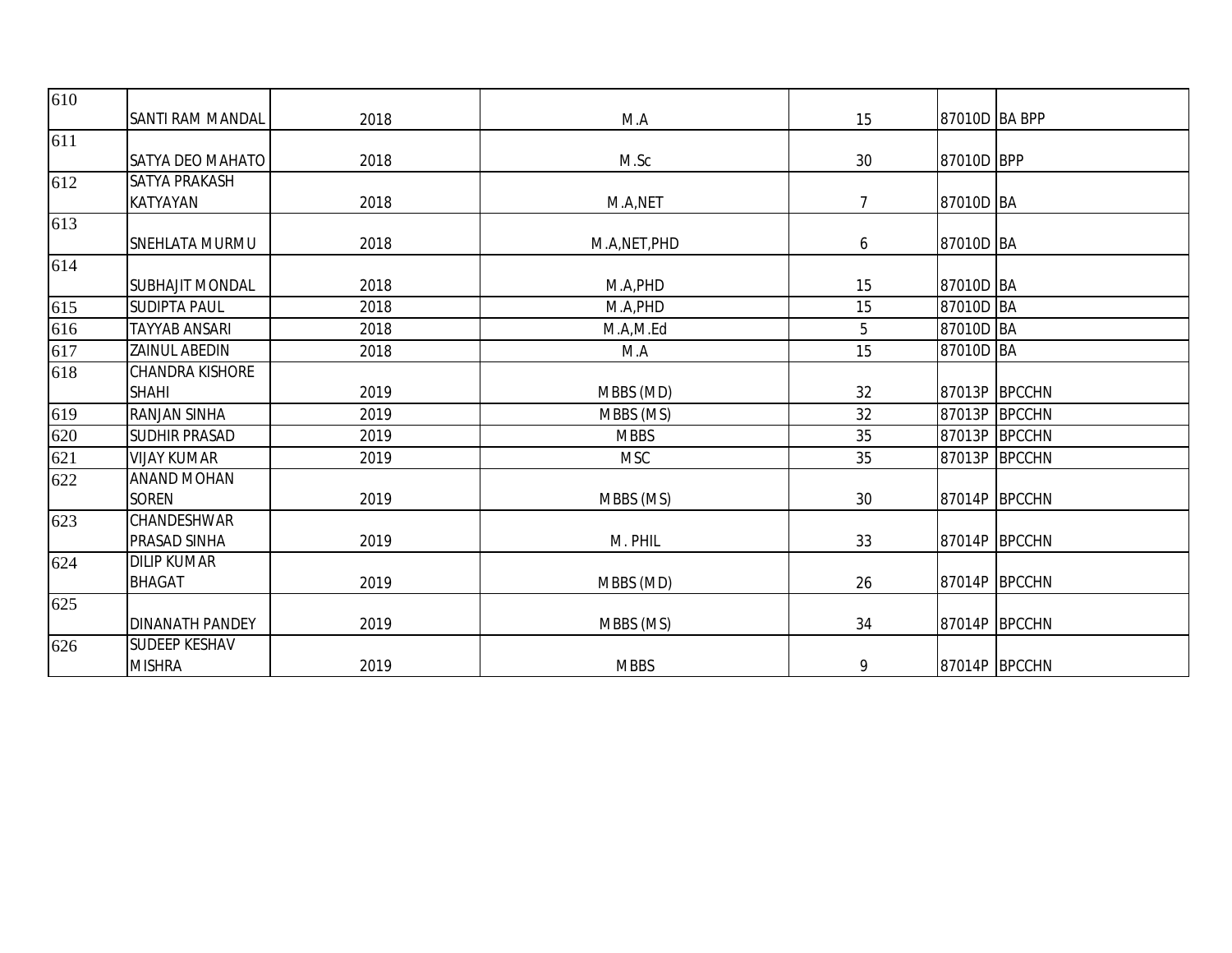| | | | | | | |
|---|---|---|---|---|---|---|
| 610 | SANTI RAM MANDAL | 2018 | M.A | 15 | 87010D | BA BPP |
| 611 | SATYA DEO MAHATO | 2018 | M.Sc | 30 | 87010D | BPP |
| 612 | SATYA PRAKASH KATYAYAN | 2018 | M.A,NET | 7 | 87010D | BA |
| 613 | SNEHLATA MURMU | 2018 | M.A,NET,PHD | 6 | 87010D | BA |
| 614 | SUBHAJIT MONDAL | 2018 | M.A,PHD | 15 | 87010D | BA |
| 615 | SUDIPTA PAUL | 2018 | M.A,PHD | 15 | 87010D | BA |
| 616 | TAYYAB ANSARI | 2018 | M.A,M.Ed | 5 | 87010D | BA |
| 617 | ZAINUL ABEDIN | 2018 | M.A | 15 | 87010D | BA |
| 618 | CHANDRA KISHORE SHAHI | 2019 | MBBS (MD) | 32 | 87013P | BPCCHN |
| 619 | RANJAN SINHA | 2019 | MBBS (MS) | 32 | 87013P | BPCCHN |
| 620 | SUDHIR PRASAD | 2019 | MBBS | 35 | 87013P | BPCCHN |
| 621 | VIJAY KUMAR | 2019 | MSC | 35 | 87013P | BPCCHN |
| 622 | ANAND MOHAN SOREN | 2019 | MBBS (MS) | 30 | 87014P | BPCCHN |
| 623 | CHANDESHWAR PRASAD SINHA | 2019 | M. PHIL | 33 | 87014P | BPCCHN |
| 624 | DILIP KUMAR BHAGAT | 2019 | MBBS (MD) | 26 | 87014P | BPCCHN |
| 625 | DINANATH PANDEY | 2019 | MBBS (MS) | 34 | 87014P | BPCCHN |
| 626 | SUDEEP KESHAV MISHRA | 2019 | MBBS | 9 | 87014P | BPCCHN |